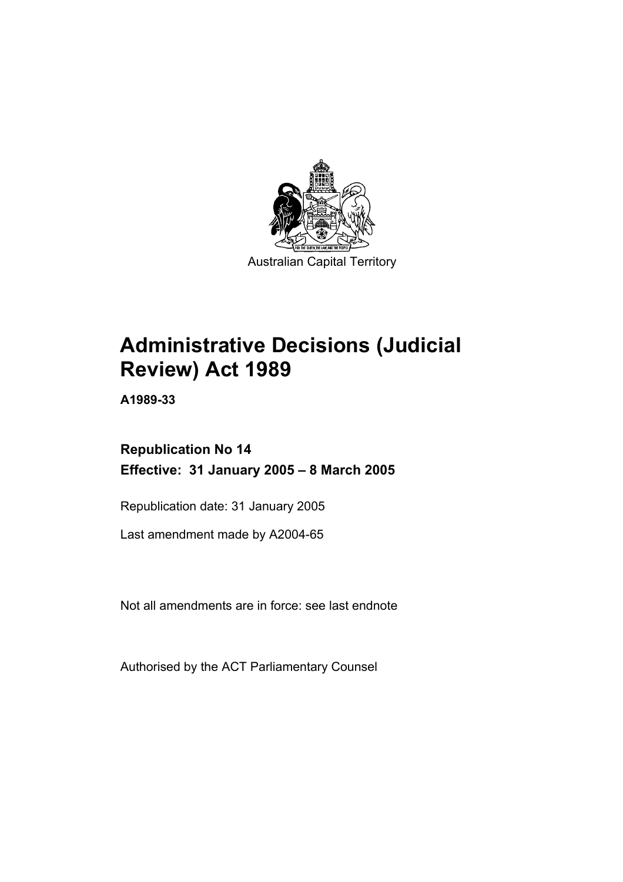Australian Capital Territory

# Administrative Decisions (Judicial Review) Act 1989

**A1989-33**

**Republication No 14**
**Effective: 31 January 2005 – 8 March 2005**

Republication date: 31 January 2005

Last amendment made by A2004-65

Not all amendments are in force: see last endnote

Authorised by the ACT Parliamentary Counsel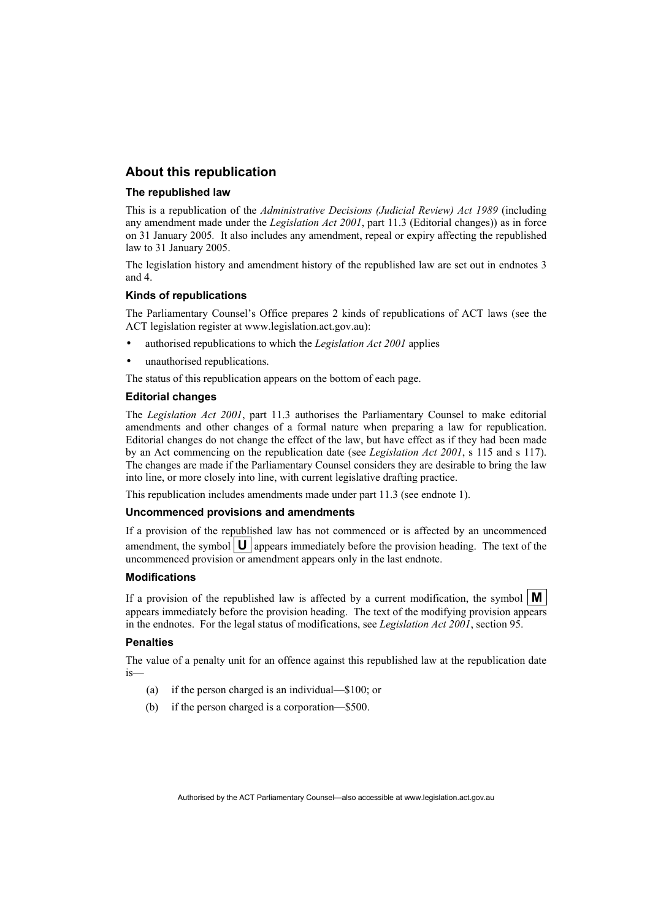## About this republication

### The republished law

This is a republication of the *Administrative Decisions (Judicial Review) Act 1989* (including any amendment made under the *Legislation Act 2001*, part 11.3 (Editorial changes)) as in force on 31 January 2005. It also includes any amendment, repeal or expiry affecting the republished law to 31 January 2005.

The legislation history and amendment history of the republished law are set out in endnotes 3 and 4.

### Kinds of republications

The Parliamentary Counsel's Office prepares 2 kinds of republications of ACT laws (see the ACT legislation register at www.legislation.act.gov.au):

- authorised republications to which the *Legislation Act 2001* applies
- unauthorised republications.

The status of this republication appears on the bottom of each page.

### Editorial changes

The *Legislation Act 2001*, part 11.3 authorises the Parliamentary Counsel to make editorial amendments and other changes of a formal nature when preparing a law for republication. Editorial changes do not change the effect of the law, but have effect as if they had been made by an Act commencing on the republication date (see *Legislation Act 2001*, s 115 and s 117). The changes are made if the Parliamentary Counsel considers they are desirable to bring the law into line, or more closely into line, with current legislative drafting practice.

This republication includes amendments made under part 11.3 (see endnote 1).

### Uncommenced provisions and amendments

If a provision of the republished law has not commenced or is affected by an uncommenced amendment, the symbol **U** appears immediately before the provision heading. The text of the uncommenced provision or amendment appears only in the last endnote.

### Modifications

If a provision of the republished law is affected by a current modification, the symbol **M** appears immediately before the provision heading. The text of the modifying provision appears in the endnotes. For the legal status of modifications, see *Legislation Act 2001*, section 95.

### Penalties

The value of a penalty unit for an offence against this republished law at the republication date is—

(a) if the person charged is an individual—$100; or

(b) if the person charged is a corporation—$500.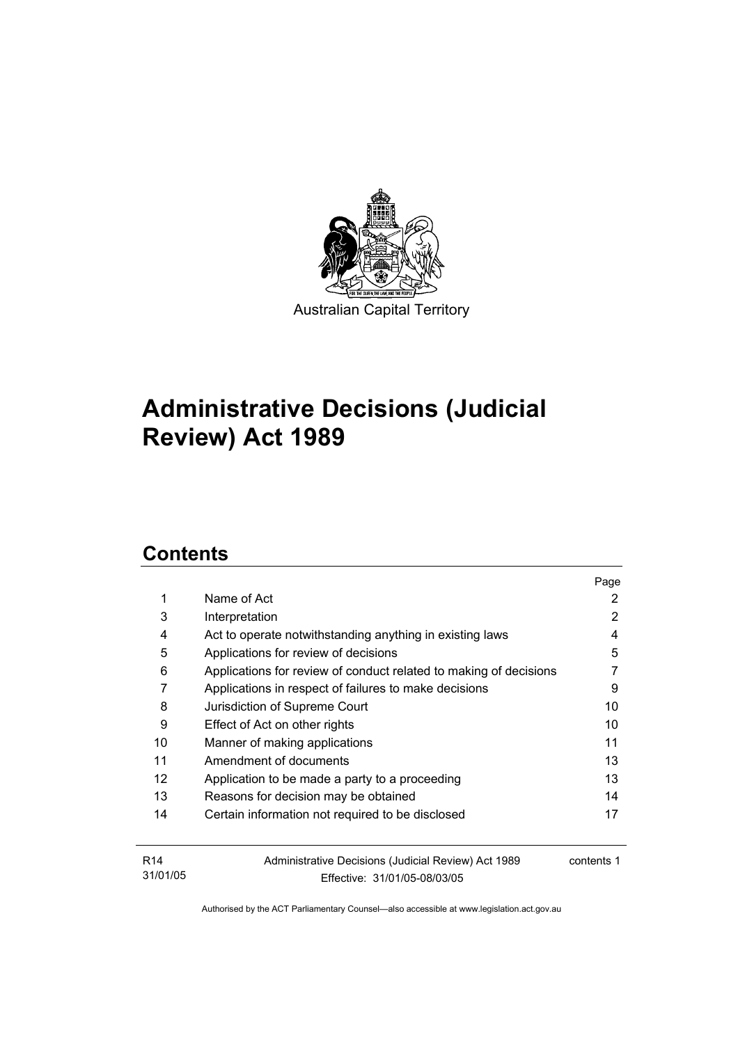Australian Capital Territory

# Administrative Decisions (Judicial Review) Act 1989

## Contents

| | | Page |
|---|---|---|
| 1 | Name of Act | 2 |
| 3 | Interpretation | 2 |
| 4 | Act to operate notwithstanding anything in existing laws | 4 |
| 5 | Applications for review of decisions | 5 |
| 6 | Applications for review of conduct related to making of decisions | 7 |
| 7 | Applications in respect of failures to make decisions | 9 |
| 8 | Jurisdiction of Supreme Court | 10 |
| 9 | Effect of Act on other rights | 10 |
| 10 | Manner of making applications | 11 |
| 11 | Amendment of documents | 13 |
| 12 | Application to be made a party to a proceeding | 13 |
| 13 | Reasons for decision may be obtained | 14 |
| 14 | Certain information not required to be disclosed | 17 |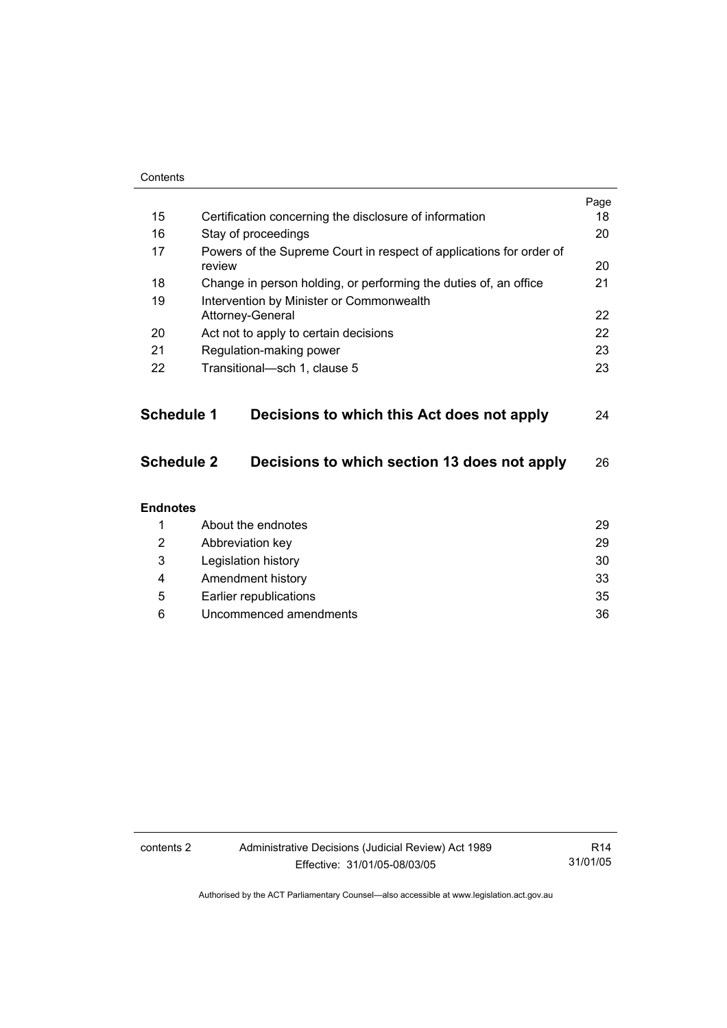| | | Page |
|---|---|---|
| 15 | Certification concerning the disclosure of information | 18 |
| 16 | Stay of proceedings | 20 |
| 17 | Powers of the Supreme Court in respect of applications for order of review | 20 |
| 18 | Change in person holding, or performing the duties of, an office | 21 |
| 19 | Intervention by Minister or Commonwealth Attorney-General | 22 |
| 20 | Act not to apply to certain decisions | 22 |
| 21 | Regulation-making power | 23 |
| 22 | Transitional—sch 1, clause 5 | 23 |

**Schedule 1 Decisions to which this Act does not apply** 24

**Schedule 2 Decisions to which section 13 does not apply** 26

**Endnotes**

| | | |
|---|---|---|
| 1 | About the endnotes | 29 |
| 2 | Abbreviation key | 29 |
| 3 | Legislation history | 30 |
| 4 | Amendment history | 33 |
| 5 | Earlier republications | 35 |
| 6 | Uncommenced amendments | 36 |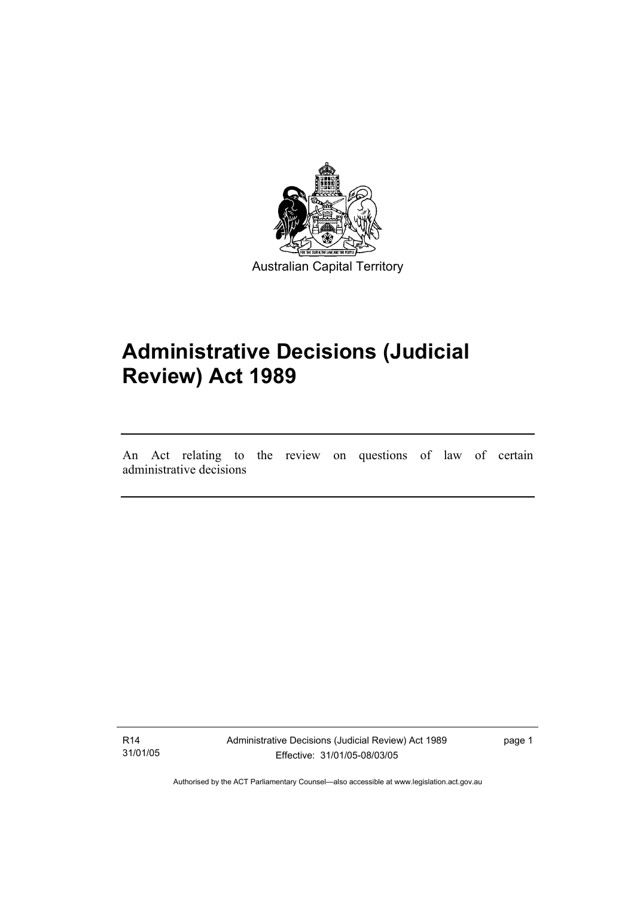Australian Capital Territory

# Administrative Decisions (Judicial Review) Act 1989

An Act relating to the review on questions of law of certain administrative decisions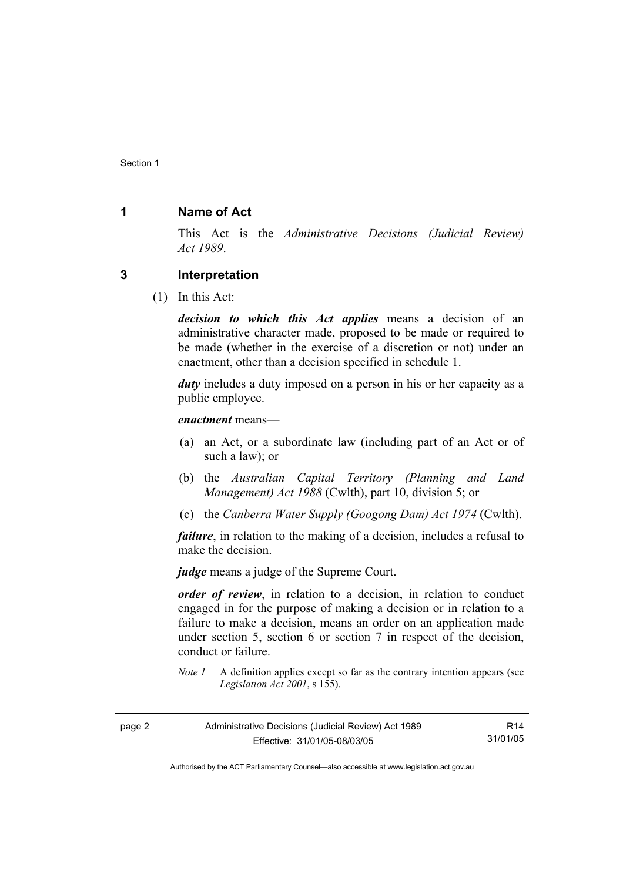## 1 Name of Act

This Act is the *Administrative Decisions (Judicial Review) Act 1989*.

## 3 Interpretation

(1) In this Act:

***decision to which this Act applies*** means a decision of an administrative character made, proposed to be made or required to be made (whether in the exercise of a discretion or not) under an enactment, other than a decision specified in schedule 1.

***duty*** includes a duty imposed on a person in his or her capacity as a public employee.

***enactment*** means—

(a) an Act, or a subordinate law (including part of an Act or of such a law); or

(b) the *Australian Capital Territory (Planning and Land Management) Act 1988* (Cwlth), part 10, division 5; or

(c) the *Canberra Water Supply (Googong Dam) Act 1974* (Cwlth).

***failure***, in relation to the making of a decision, includes a refusal to make the decision.

***judge*** means a judge of the Supreme Court.

***order of review***, in relation to a decision, in relation to conduct engaged in for the purpose of making a decision or in relation to a failure to make a decision, means an order on an application made under section 5, section 6 or section 7 in respect of the decision, conduct or failure.

*Note 1* A definition applies except so far as the contrary intention appears (see *Legislation Act 2001*, s 155).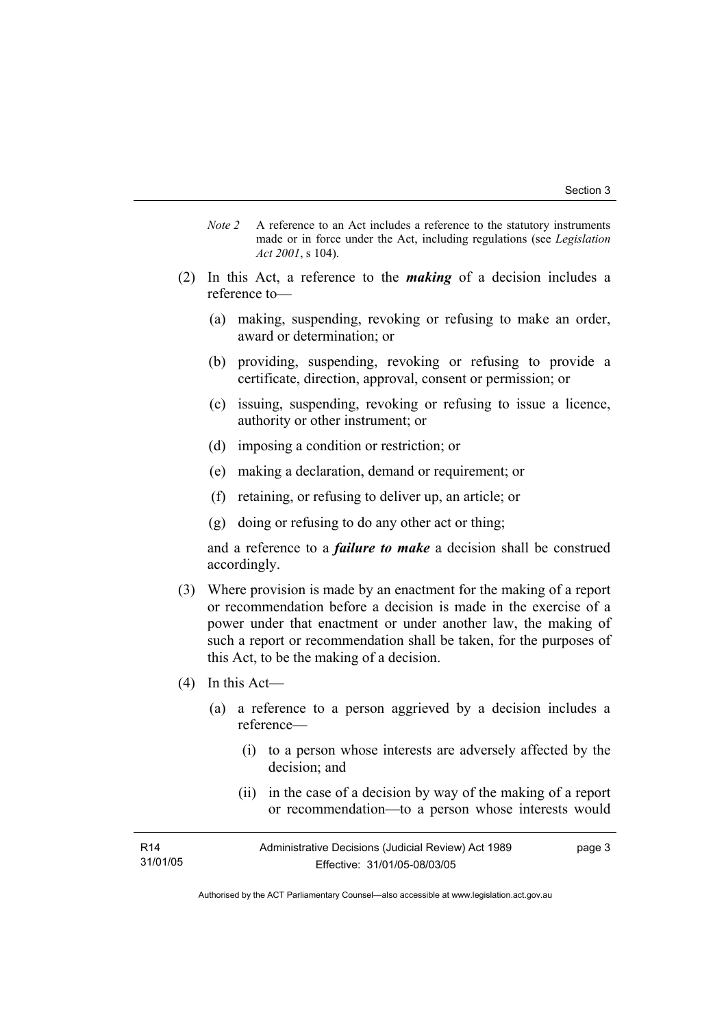*Note 2* A reference to an Act includes a reference to the statutory instruments made or in force under the Act, including regulations (see *Legislation Act 2001*, s 104).

(2) In this Act, a reference to the ***making*** of a decision includes a reference to—

(a) making, suspending, revoking or refusing to make an order, award or determination; or

(b) providing, suspending, revoking or refusing to provide a certificate, direction, approval, consent or permission; or

(c) issuing, suspending, revoking or refusing to issue a licence, authority or other instrument; or

(d) imposing a condition or restriction; or

(e) making a declaration, demand or requirement; or

(f) retaining, or refusing to deliver up, an article; or

(g) doing or refusing to do any other act or thing;

and a reference to a ***failure to make*** a decision shall be construed accordingly.

(3) Where provision is made by an enactment for the making of a report or recommendation before a decision is made in the exercise of a power under that enactment or under another law, the making of such a report or recommendation shall be taken, for the purposes of this Act, to be the making of a decision.

(4) In this Act—

(a) a reference to a person aggrieved by a decision includes a reference—

(i) to a person whose interests are adversely affected by the decision; and

(ii) in the case of a decision by way of the making of a report or recommendation—to a person whose interests would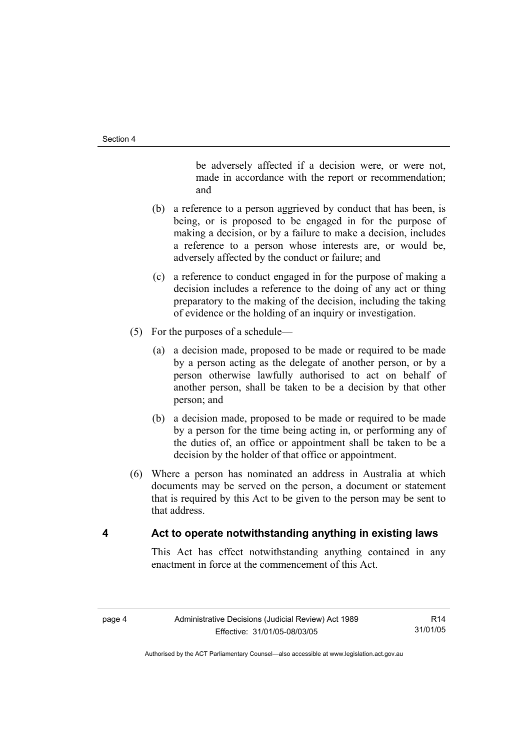be adversely affected if a decision were, or were not, made in accordance with the report or recommendation; and

(b) a reference to a person aggrieved by conduct that has been, is being, or is proposed to be engaged in for the purpose of making a decision, or by a failure to make a decision, includes a reference to a person whose interests are, or would be, adversely affected by the conduct or failure; and

(c) a reference to conduct engaged in for the purpose of making a decision includes a reference to the doing of any act or thing preparatory to the making of the decision, including the taking of evidence or the holding of an inquiry or investigation.

(5) For the purposes of a schedule—

(a) a decision made, proposed to be made or required to be made by a person acting as the delegate of another person, or by a person otherwise lawfully authorised to act on behalf of another person, shall be taken to be a decision by that other person; and

(b) a decision made, proposed to be made or required to be made by a person for the time being acting in, or performing any of the duties of, an office or appointment shall be taken to be a decision by the holder of that office or appointment.

(6) Where a person has nominated an address in Australia at which documents may be served on the person, a document or statement that is required by this Act to be given to the person may be sent to that address.

## 4 Act to operate notwithstanding anything in existing laws

This Act has effect notwithstanding anything contained in any enactment in force at the commencement of this Act.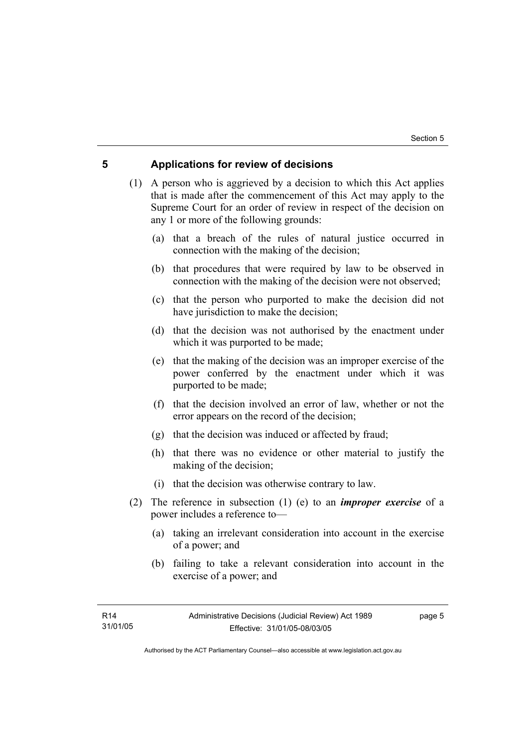## 5 Applications for review of decisions

(1) A person who is aggrieved by a decision to which this Act applies that is made after the commencement of this Act may apply to the Supreme Court for an order of review in respect of the decision on any 1 or more of the following grounds:

(a) that a breach of the rules of natural justice occurred in connection with the making of the decision;

(b) that procedures that were required by law to be observed in connection with the making of the decision were not observed;

(c) that the person who purported to make the decision did not have jurisdiction to make the decision;

(d) that the decision was not authorised by the enactment under which it was purported to be made;

(e) that the making of the decision was an improper exercise of the power conferred by the enactment under which it was purported to be made;

(f) that the decision involved an error of law, whether or not the error appears on the record of the decision;

(g) that the decision was induced or affected by fraud;

(h) that there was no evidence or other material to justify the making of the decision;

(i) that the decision was otherwise contrary to law.

(2) The reference in subsection (1) (e) to an ***improper exercise*** of a power includes a reference to—

(a) taking an irrelevant consideration into account in the exercise of a power; and

(b) failing to take a relevant consideration into account in the exercise of a power; and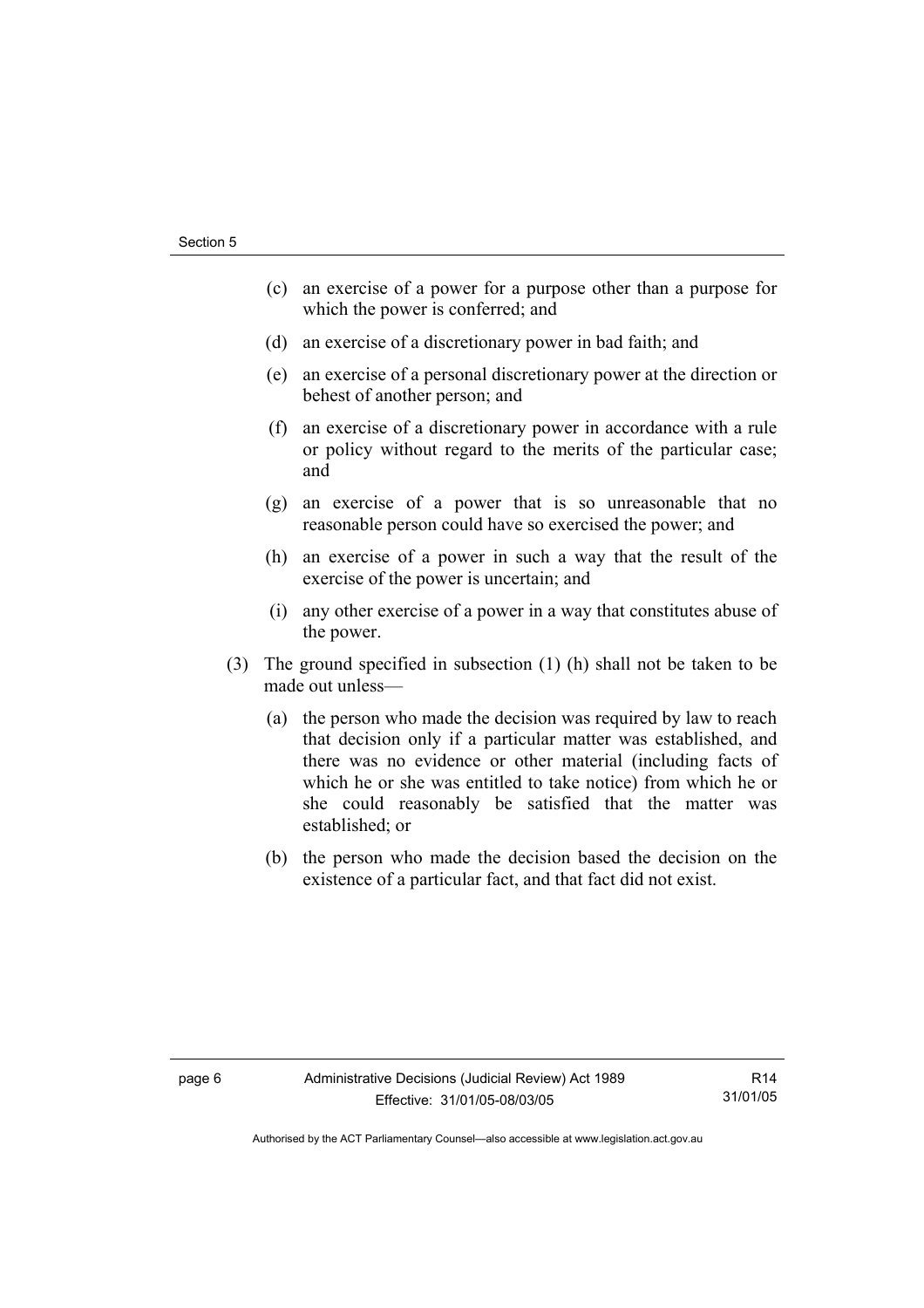(c) an exercise of a power for a purpose other than a purpose for which the power is conferred; and

(d) an exercise of a discretionary power in bad faith; and

(e) an exercise of a personal discretionary power at the direction or behest of another person; and

(f) an exercise of a discretionary power in accordance with a rule or policy without regard to the merits of the particular case; and

(g) an exercise of a power that is so unreasonable that no reasonable person could have so exercised the power; and

(h) an exercise of a power in such a way that the result of the exercise of the power is uncertain; and

(i) any other exercise of a power in a way that constitutes abuse of the power.

(3) The ground specified in subsection (1) (h) shall not be taken to be made out unless—

(a) the person who made the decision was required by law to reach that decision only if a particular matter was established, and there was no evidence or other material (including facts of which he or she was entitled to take notice) from which he or she could reasonably be satisfied that the matter was established; or

(b) the person who made the decision based the decision on the existence of a particular fact, and that fact did not exist.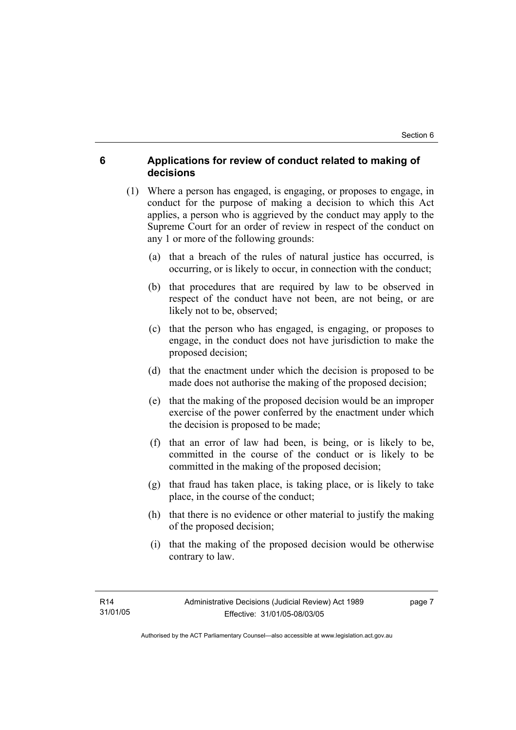## 6 Applications for review of conduct related to making of decisions

(1) Where a person has engaged, is engaging, or proposes to engage, in conduct for the purpose of making a decision to which this Act applies, a person who is aggrieved by the conduct may apply to the Supreme Court for an order of review in respect of the conduct on any 1 or more of the following grounds:

(a) that a breach of the rules of natural justice has occurred, is occurring, or is likely to occur, in connection with the conduct;

(b) that procedures that are required by law to be observed in respect of the conduct have not been, are not being, or are likely not to be, observed;

(c) that the person who has engaged, is engaging, or proposes to engage, in the conduct does not have jurisdiction to make the proposed decision;

(d) that the enactment under which the decision is proposed to be made does not authorise the making of the proposed decision;

(e) that the making of the proposed decision would be an improper exercise of the power conferred by the enactment under which the decision is proposed to be made;

(f) that an error of law had been, is being, or is likely to be, committed in the course of the conduct or is likely to be committed in the making of the proposed decision;

(g) that fraud has taken place, is taking place, or is likely to take place, in the course of the conduct;

(h) that there is no evidence or other material to justify the making of the proposed decision;

(i) that the making of the proposed decision would be otherwise contrary to law.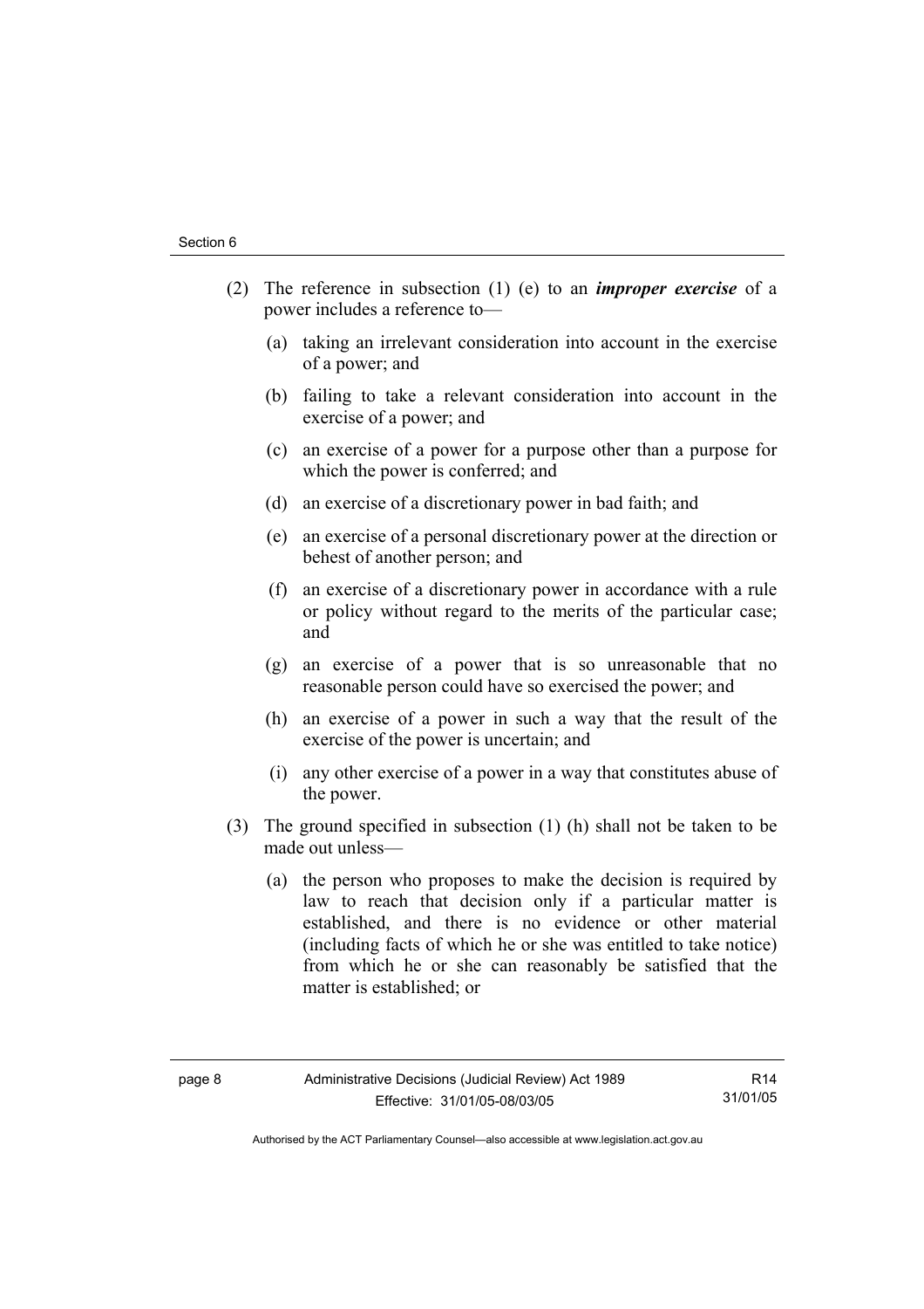(2) The reference in subsection (1) (e) to an ***improper exercise*** of a power includes a reference to—

(a) taking an irrelevant consideration into account in the exercise of a power; and

(b) failing to take a relevant consideration into account in the exercise of a power; and

(c) an exercise of a power for a purpose other than a purpose for which the power is conferred; and

(d) an exercise of a discretionary power in bad faith; and

(e) an exercise of a personal discretionary power at the direction or behest of another person; and

(f) an exercise of a discretionary power in accordance with a rule or policy without regard to the merits of the particular case; and

(g) an exercise of a power that is so unreasonable that no reasonable person could have so exercised the power; and

(h) an exercise of a power in such a way that the result of the exercise of the power is uncertain; and

(i) any other exercise of a power in a way that constitutes abuse of the power.

(3) The ground specified in subsection (1) (h) shall not be taken to be made out unless—

(a) the person who proposes to make the decision is required by law to reach that decision only if a particular matter is established, and there is no evidence or other material (including facts of which he or she was entitled to take notice) from which he or she can reasonably be satisfied that the matter is established; or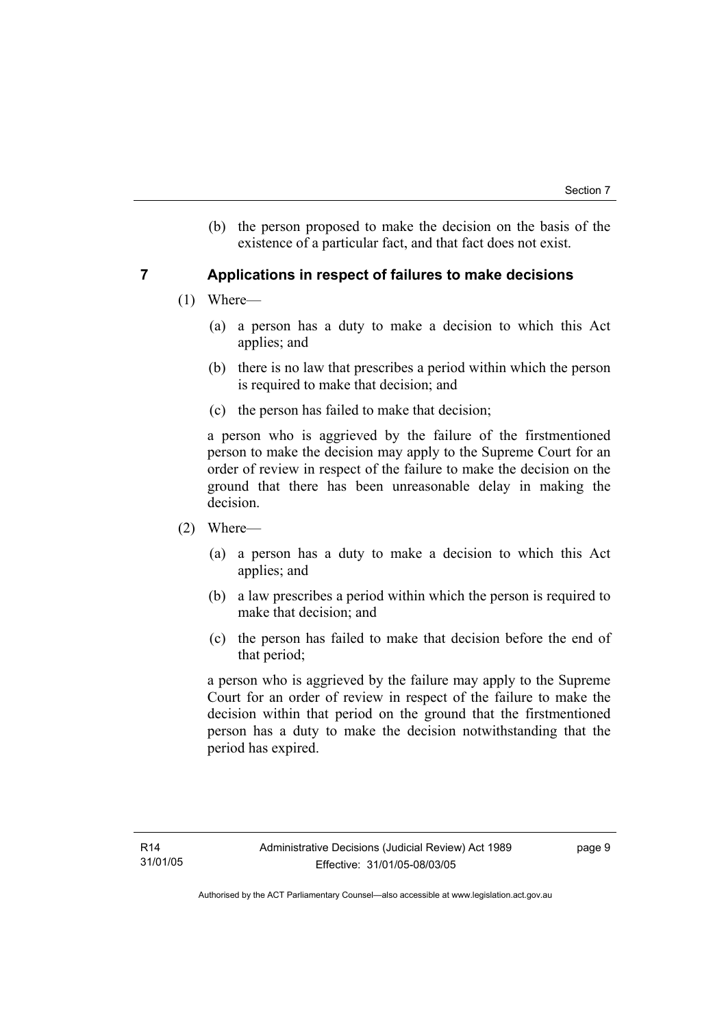(b) the person proposed to make the decision on the basis of the existence of a particular fact, and that fact does not exist.

## 7 Applications in respect of failures to make decisions

(1) Where—

(a) a person has a duty to make a decision to which this Act applies; and

(b) there is no law that prescribes a period within which the person is required to make that decision; and

(c) the person has failed to make that decision;

a person who is aggrieved by the failure of the firstmentioned person to make the decision may apply to the Supreme Court for an order of review in respect of the failure to make the decision on the ground that there has been unreasonable delay in making the decision.

(2) Where—

(a) a person has a duty to make a decision to which this Act applies; and

(b) a law prescribes a period within which the person is required to make that decision; and

(c) the person has failed to make that decision before the end of that period;

a person who is aggrieved by the failure may apply to the Supreme Court for an order of review in respect of the failure to make the decision within that period on the ground that the firstmentioned person has a duty to make the decision notwithstanding that the period has expired.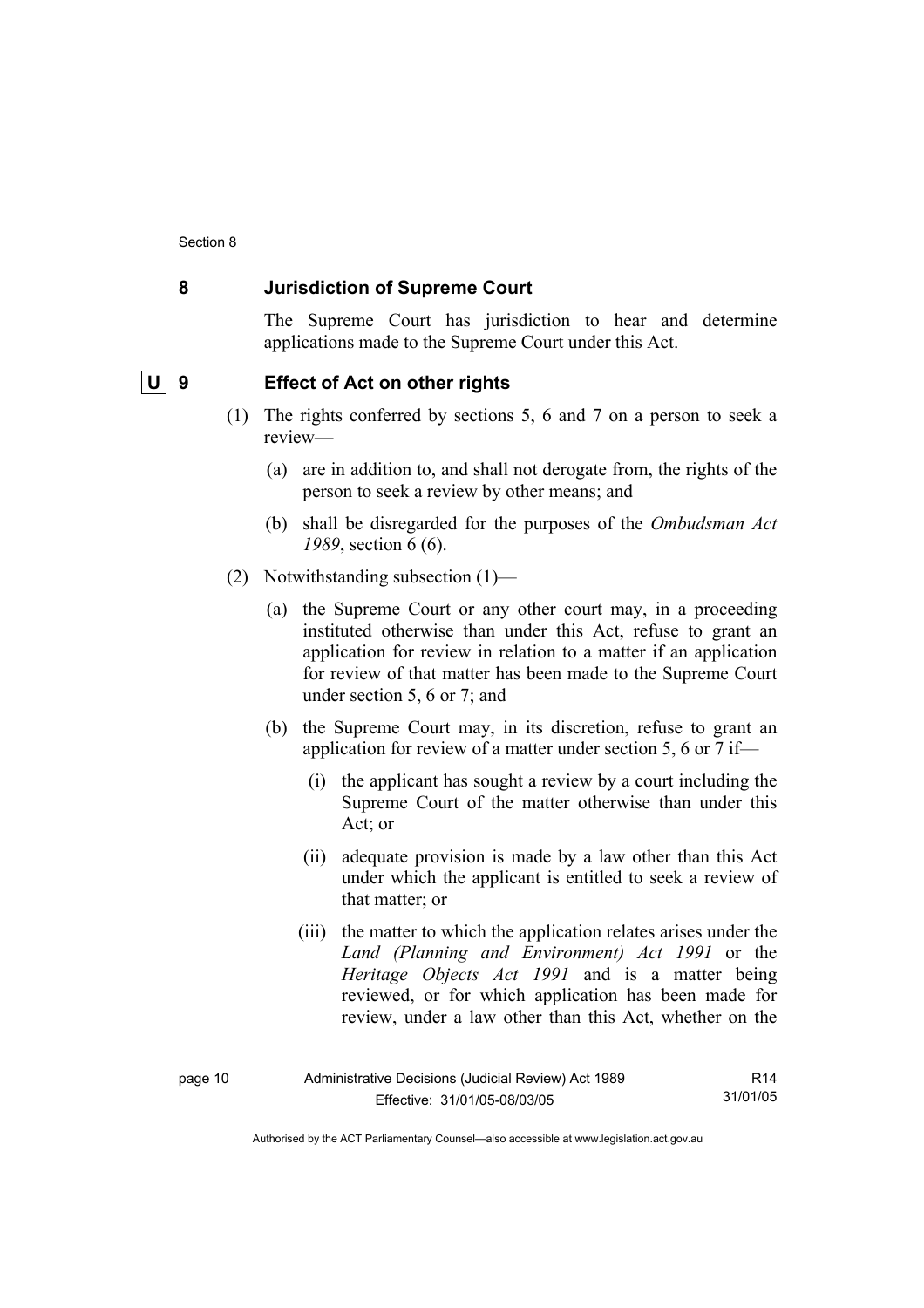## 8 Jurisdiction of Supreme Court

The Supreme Court has jurisdiction to hear and determine applications made to the Supreme Court under this Act.

## U 9 Effect of Act on other rights

(1) The rights conferred by sections 5, 6 and 7 on a person to seek a review—

(a) are in addition to, and shall not derogate from, the rights of the person to seek a review by other means; and

(b) shall be disregarded for the purposes of the *Ombudsman Act 1989*, section 6 (6).

(2) Notwithstanding subsection (1)—

(a) the Supreme Court or any other court may, in a proceeding instituted otherwise than under this Act, refuse to grant an application for review in relation to a matter if an application for review of that matter has been made to the Supreme Court under section 5, 6 or 7; and

(b) the Supreme Court may, in its discretion, refuse to grant an application for review of a matter under section 5, 6 or 7 if—

(i) the applicant has sought a review by a court including the Supreme Court of the matter otherwise than under this Act; or

(ii) adequate provision is made by a law other than this Act under which the applicant is entitled to seek a review of that matter; or

(iii) the matter to which the application relates arises under the *Land (Planning and Environment) Act 1991* or the *Heritage Objects Act 1991* and is a matter being reviewed, or for which application has been made for review, under a law other than this Act, whether on the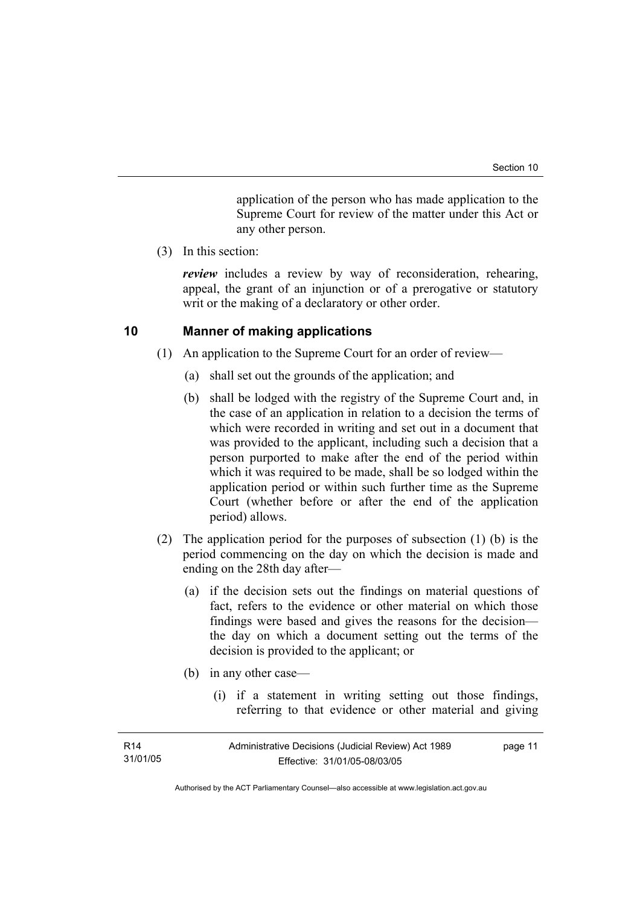application of the person who has made application to the Supreme Court for review of the matter under this Act or any other person.

(3) In this section:

***review*** includes a review by way of reconsideration, rehearing, appeal, the grant of an injunction or of a prerogative or statutory writ or the making of a declaratory or other order.

## 10 Manner of making applications

(1) An application to the Supreme Court for an order of review—

(a) shall set out the grounds of the application; and

(b) shall be lodged with the registry of the Supreme Court and, in the case of an application in relation to a decision the terms of which were recorded in writing and set out in a document that was provided to the applicant, including such a decision that a person purported to make after the end of the period within which it was required to be made, shall be so lodged within the application period or within such further time as the Supreme Court (whether before or after the end of the application period) allows.

(2) The application period for the purposes of subsection (1) (b) is the period commencing on the day on which the decision is made and ending on the 28th day after—

(a) if the decision sets out the findings on material questions of fact, refers to the evidence or other material on which those findings were based and gives the reasons for the decision—the day on which a document setting out the terms of the decision is provided to the applicant; or

(b) in any other case—

(i) if a statement in writing setting out those findings, referring to that evidence or other material and giving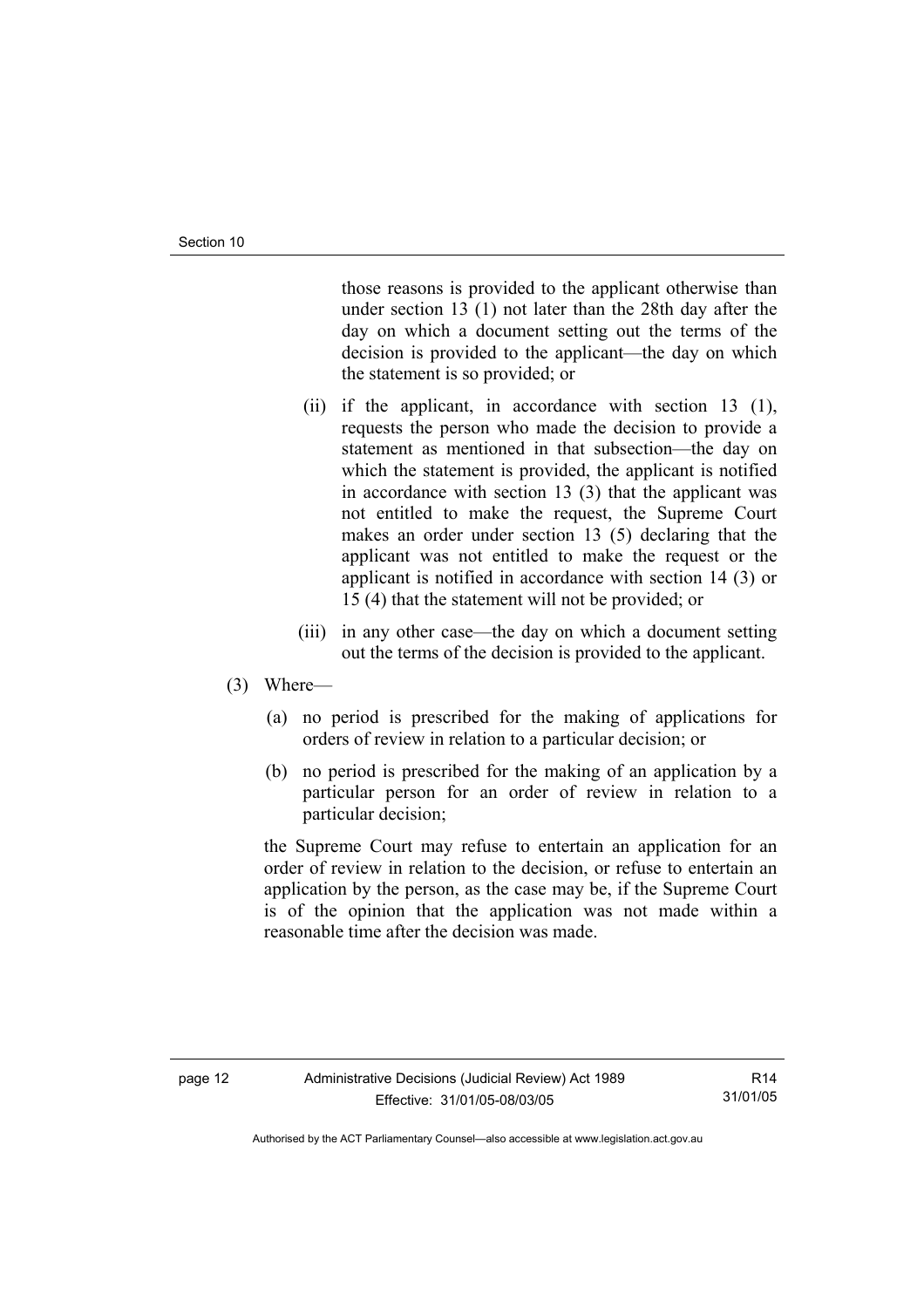those reasons is provided to the applicant otherwise than under section 13 (1) not later than the 28th day after the day on which a document setting out the terms of the decision is provided to the applicant—the day on which the statement is so provided; or

(ii) if the applicant, in accordance with section 13 (1), requests the person who made the decision to provide a statement as mentioned in that subsection—the day on which the statement is provided, the applicant is notified in accordance with section 13 (3) that the applicant was not entitled to make the request, the Supreme Court makes an order under section 13 (5) declaring that the applicant was not entitled to make the request or the applicant is notified in accordance with section 14 (3) or 15 (4) that the statement will not be provided; or

(iii) in any other case—the day on which a document setting out the terms of the decision is provided to the applicant.

(3) Where—

(a) no period is prescribed for the making of applications for orders of review in relation to a particular decision; or

(b) no period is prescribed for the making of an application by a particular person for an order of review in relation to a particular decision;

the Supreme Court may refuse to entertain an application for an order of review in relation to the decision, or refuse to entertain an application by the person, as the case may be, if the Supreme Court is of the opinion that the application was not made within a reasonable time after the decision was made.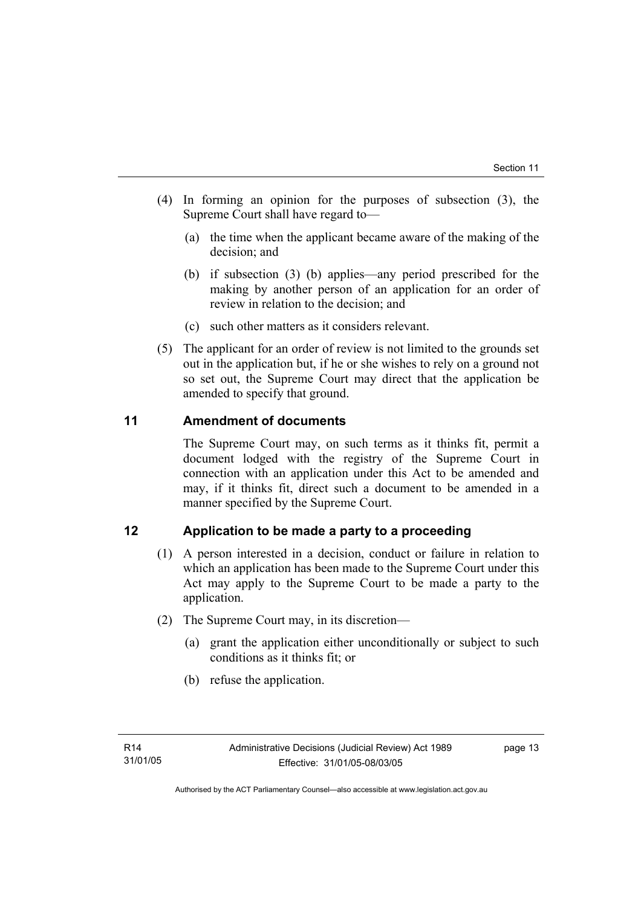(4) In forming an opinion for the purposes of subsection (3), the Supreme Court shall have regard to—

(a) the time when the applicant became aware of the making of the decision; and

(b) if subsection (3) (b) applies—any period prescribed for the making by another person of an application for an order of review in relation to the decision; and

(c) such other matters as it considers relevant.

(5) The applicant for an order of review is not limited to the grounds set out in the application but, if he or she wishes to rely on a ground not so set out, the Supreme Court may direct that the application be amended to specify that ground.

## 11 Amendment of documents

The Supreme Court may, on such terms as it thinks fit, permit a document lodged with the registry of the Supreme Court in connection with an application under this Act to be amended and may, if it thinks fit, direct such a document to be amended in a manner specified by the Supreme Court.

## 12 Application to be made a party to a proceeding

(1) A person interested in a decision, conduct or failure in relation to which an application has been made to the Supreme Court under this Act may apply to the Supreme Court to be made a party to the application.

(2) The Supreme Court may, in its discretion—

(a) grant the application either unconditionally or subject to such conditions as it thinks fit; or

(b) refuse the application.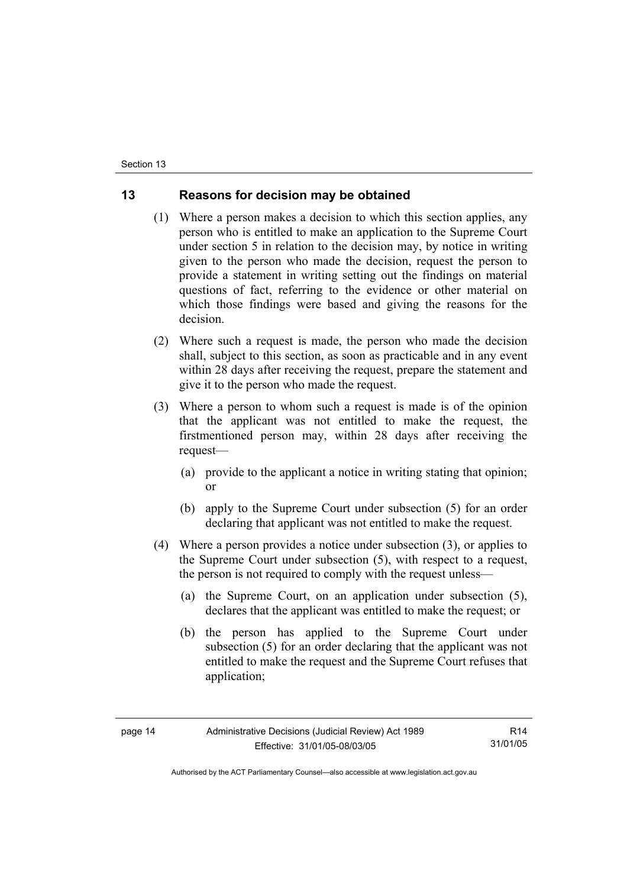## 13 Reasons for decision may be obtained

(1) Where a person makes a decision to which this section applies, any person who is entitled to make an application to the Supreme Court under section 5 in relation to the decision may, by notice in writing given to the person who made the decision, request the person to provide a statement in writing setting out the findings on material questions of fact, referring to the evidence or other material on which those findings were based and giving the reasons for the decision.

(2) Where such a request is made, the person who made the decision shall, subject to this section, as soon as practicable and in any event within 28 days after receiving the request, prepare the statement and give it to the person who made the request.

(3) Where a person to whom such a request is made is of the opinion that the applicant was not entitled to make the request, the firstmentioned person may, within 28 days after receiving the request—

(a) provide to the applicant a notice in writing stating that opinion; or

(b) apply to the Supreme Court under subsection (5) for an order declaring that applicant was not entitled to make the request.

(4) Where a person provides a notice under subsection (3), or applies to the Supreme Court under subsection (5), with respect to a request, the person is not required to comply with the request unless—

(a) the Supreme Court, on an application under subsection (5), declares that the applicant was entitled to make the request; or

(b) the person has applied to the Supreme Court under subsection (5) for an order declaring that the applicant was not entitled to make the request and the Supreme Court refuses that application;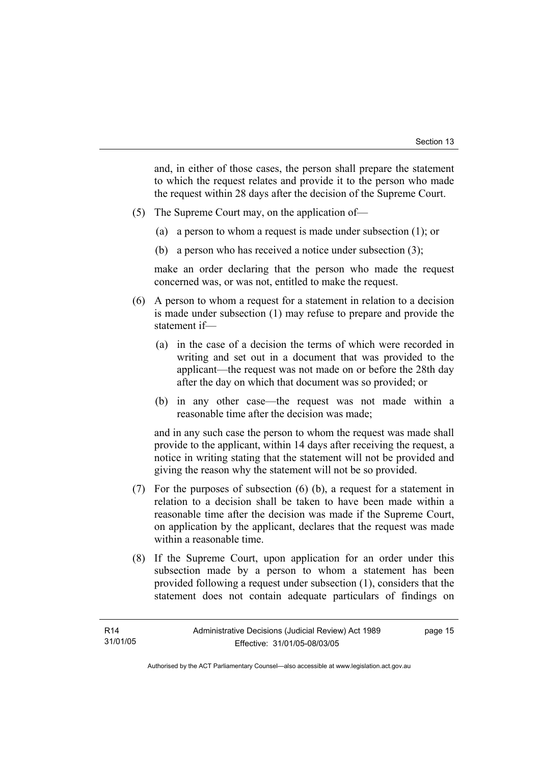and, in either of those cases, the person shall prepare the statement to which the request relates and provide it to the person who made the request within 28 days after the decision of the Supreme Court.

(5) The Supreme Court may, on the application of—

(a) a person to whom a request is made under subsection (1); or

(b) a person who has received a notice under subsection (3);

make an order declaring that the person who made the request concerned was, or was not, entitled to make the request.

(6) A person to whom a request for a statement in relation to a decision is made under subsection (1) may refuse to prepare and provide the statement if—

(a) in the case of a decision the terms of which were recorded in writing and set out in a document that was provided to the applicant—the request was not made on or before the 28th day after the day on which that document was so provided; or

(b) in any other case—the request was not made within a reasonable time after the decision was made;

and in any such case the person to whom the request was made shall provide to the applicant, within 14 days after receiving the request, a notice in writing stating that the statement will not be provided and giving the reason why the statement will not be so provided.

(7) For the purposes of subsection (6) (b), a request for a statement in relation to a decision shall be taken to have been made within a reasonable time after the decision was made if the Supreme Court, on application by the applicant, declares that the request was made within a reasonable time.

(8) If the Supreme Court, upon application for an order under this subsection made by a person to whom a statement has been provided following a request under subsection (1), considers that the statement does not contain adequate particulars of findings on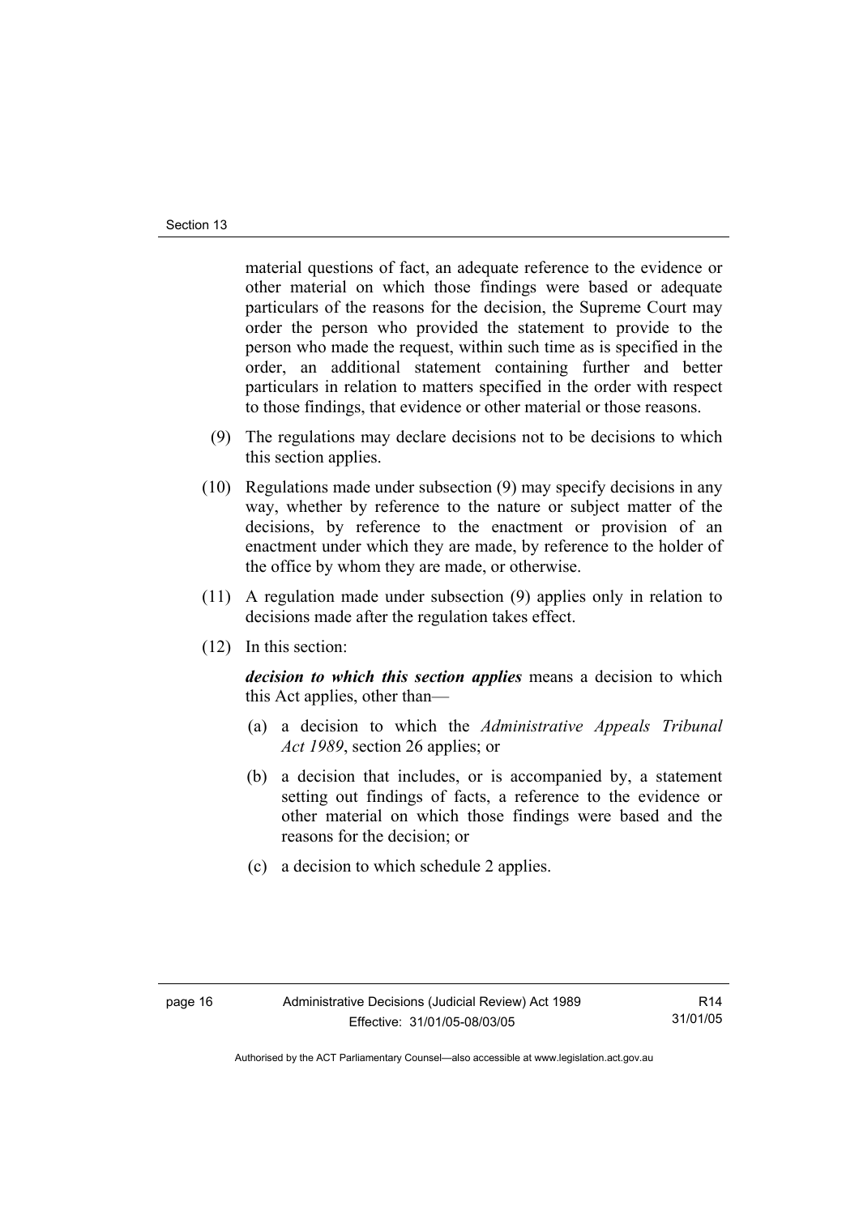material questions of fact, an adequate reference to the evidence or other material on which those findings were based or adequate particulars of the reasons for the decision, the Supreme Court may order the person who provided the statement to provide to the person who made the request, within such time as is specified in the order, an additional statement containing further and better particulars in relation to matters specified in the order with respect to those findings, that evidence or other material or those reasons.

(9) The regulations may declare decisions not to be decisions to which this section applies.

(10) Regulations made under subsection (9) may specify decisions in any way, whether by reference to the nature or subject matter of the decisions, by reference to the enactment or provision of an enactment under which they are made, by reference to the holder of the office by whom they are made, or otherwise.

(11) A regulation made under subsection (9) applies only in relation to decisions made after the regulation takes effect.

(12) In this section:

***decision to which this section applies*** means a decision to which this Act applies, other than—

(a) a decision to which the *Administrative Appeals Tribunal Act 1989*, section 26 applies; or

(b) a decision that includes, or is accompanied by, a statement setting out findings of facts, a reference to the evidence or other material on which those findings were based and the reasons for the decision; or

(c) a decision to which schedule 2 applies.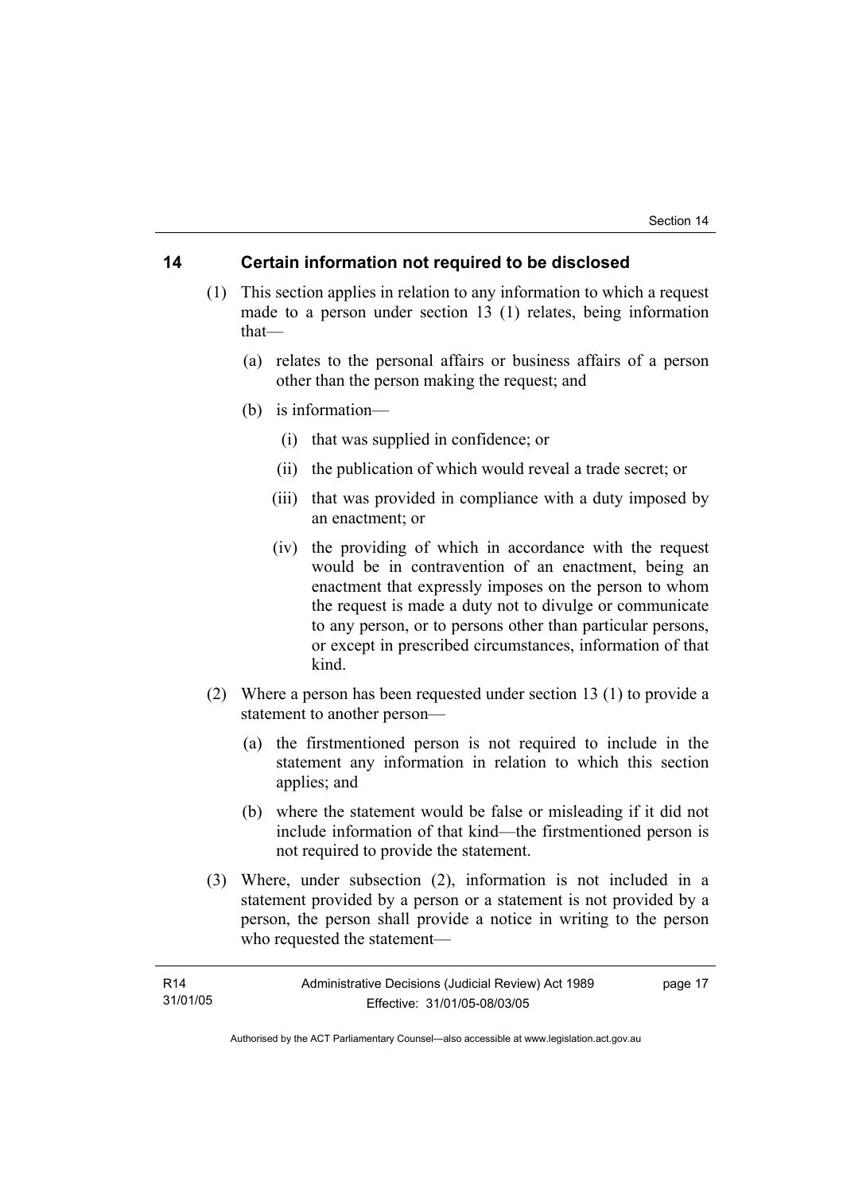## 14 Certain information not required to be disclosed

(1) This section applies in relation to any information to which a request made to a person under section 13 (1) relates, being information that—

(a) relates to the personal affairs or business affairs of a person other than the person making the request; and

(b) is information—

(i) that was supplied in confidence; or

(ii) the publication of which would reveal a trade secret; or

(iii) that was provided in compliance with a duty imposed by an enactment; or

(iv) the providing of which in accordance with the request would be in contravention of an enactment, being an enactment that expressly imposes on the person to whom the request is made a duty not to divulge or communicate to any person, or to persons other than particular persons, or except in prescribed circumstances, information of that kind.

(2) Where a person has been requested under section 13 (1) to provide a statement to another person—

(a) the firstmentioned person is not required to include in the statement any information in relation to which this section applies; and

(b) where the statement would be false or misleading if it did not include information of that kind—the firstmentioned person is not required to provide the statement.

(3) Where, under subsection (2), information is not included in a statement provided by a person or a statement is not provided by a person, the person shall provide a notice in writing to the person who requested the statement—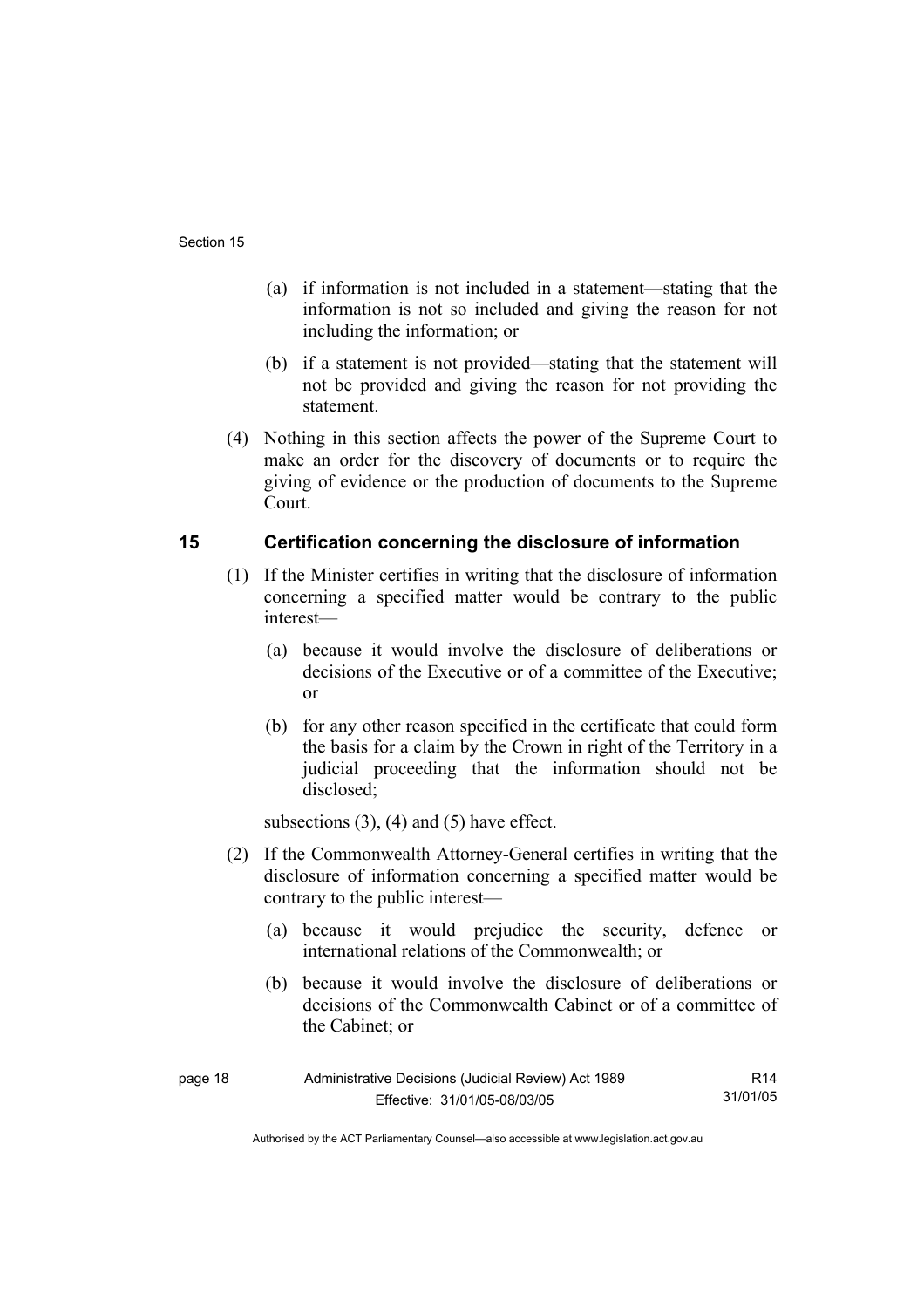(a) if information is not included in a statement—stating that the information is not so included and giving the reason for not including the information; or

(b) if a statement is not provided—stating that the statement will not be provided and giving the reason for not providing the statement.

(4) Nothing in this section affects the power of the Supreme Court to make an order for the discovery of documents or to require the giving of evidence or the production of documents to the Supreme Court.

## 15 Certification concerning the disclosure of information

(1) If the Minister certifies in writing that the disclosure of information concerning a specified matter would be contrary to the public interest—

(a) because it would involve the disclosure of deliberations or decisions of the Executive or of a committee of the Executive; or

(b) for any other reason specified in the certificate that could form the basis for a claim by the Crown in right of the Territory in a judicial proceeding that the information should not be disclosed;

subsections (3), (4) and (5) have effect.

(2) If the Commonwealth Attorney-General certifies in writing that the disclosure of information concerning a specified matter would be contrary to the public interest—

(a) because it would prejudice the security, defence or international relations of the Commonwealth; or

(b) because it would involve the disclosure of deliberations or decisions of the Commonwealth Cabinet or of a committee of the Cabinet; or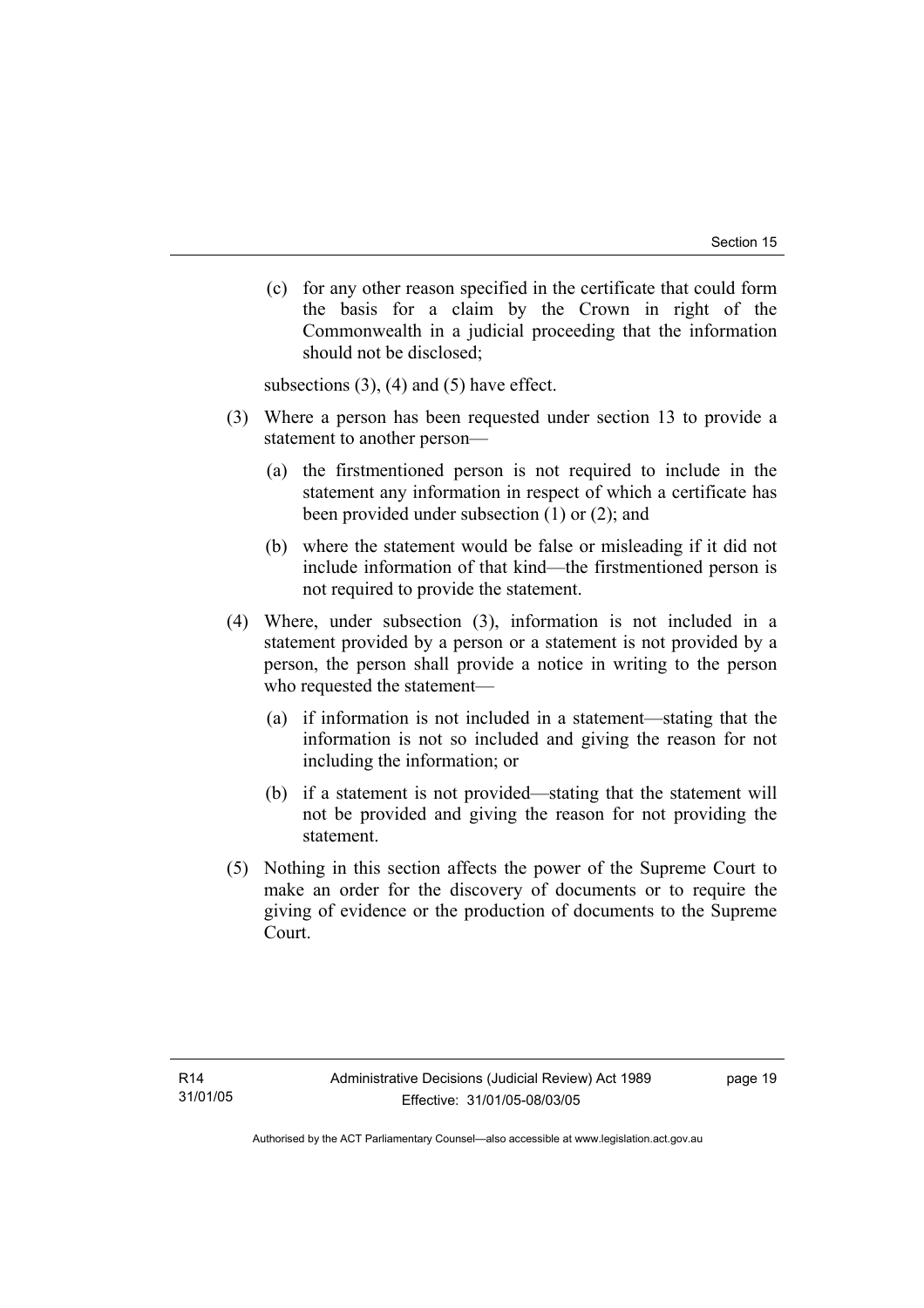(c) for any other reason specified in the certificate that could form the basis for a claim by the Crown in right of the Commonwealth in a judicial proceeding that the information should not be disclosed;

subsections (3), (4) and (5) have effect.

(3) Where a person has been requested under section 13 to provide a statement to another person—

(a) the firstmentioned person is not required to include in the statement any information in respect of which a certificate has been provided under subsection (1) or (2); and

(b) where the statement would be false or misleading if it did not include information of that kind—the firstmentioned person is not required to provide the statement.

(4) Where, under subsection (3), information is not included in a statement provided by a person or a statement is not provided by a person, the person shall provide a notice in writing to the person who requested the statement—

(a) if information is not included in a statement—stating that the information is not so included and giving the reason for not including the information; or

(b) if a statement is not provided—stating that the statement will not be provided and giving the reason for not providing the statement.

(5) Nothing in this section affects the power of the Supreme Court to make an order for the discovery of documents or to require the giving of evidence or the production of documents to the Supreme Court.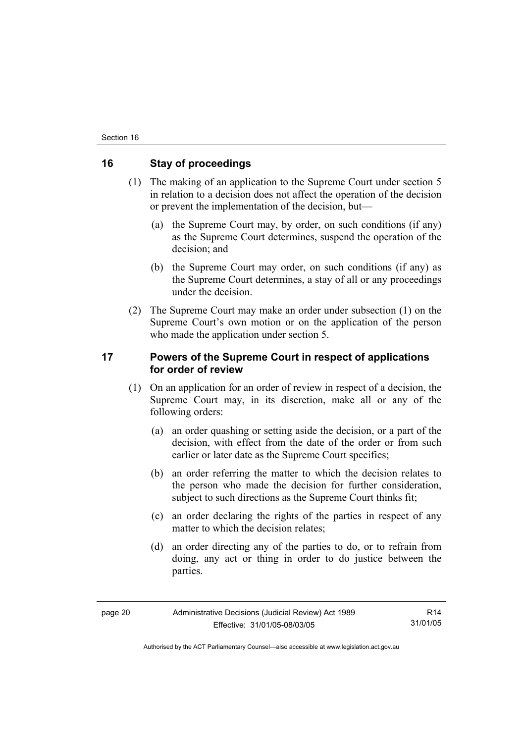## 16 Stay of proceedings

(1) The making of an application to the Supreme Court under section 5 in relation to a decision does not affect the operation of the decision or prevent the implementation of the decision, but—

(a) the Supreme Court may, by order, on such conditions (if any) as the Supreme Court determines, suspend the operation of the decision; and

(b) the Supreme Court may order, on such conditions (if any) as the Supreme Court determines, a stay of all or any proceedings under the decision.

(2) The Supreme Court may make an order under subsection (1) on the Supreme Court's own motion or on the application of the person who made the application under section 5.

## 17 Powers of the Supreme Court in respect of applications for order of review

(1) On an application for an order of review in respect of a decision, the Supreme Court may, in its discretion, make all or any of the following orders:

(a) an order quashing or setting aside the decision, or a part of the decision, with effect from the date of the order or from such earlier or later date as the Supreme Court specifies;

(b) an order referring the matter to which the decision relates to the person who made the decision for further consideration, subject to such directions as the Supreme Court thinks fit;

(c) an order declaring the rights of the parties in respect of any matter to which the decision relates;

(d) an order directing any of the parties to do, or to refrain from doing, any act or thing in order to do justice between the parties.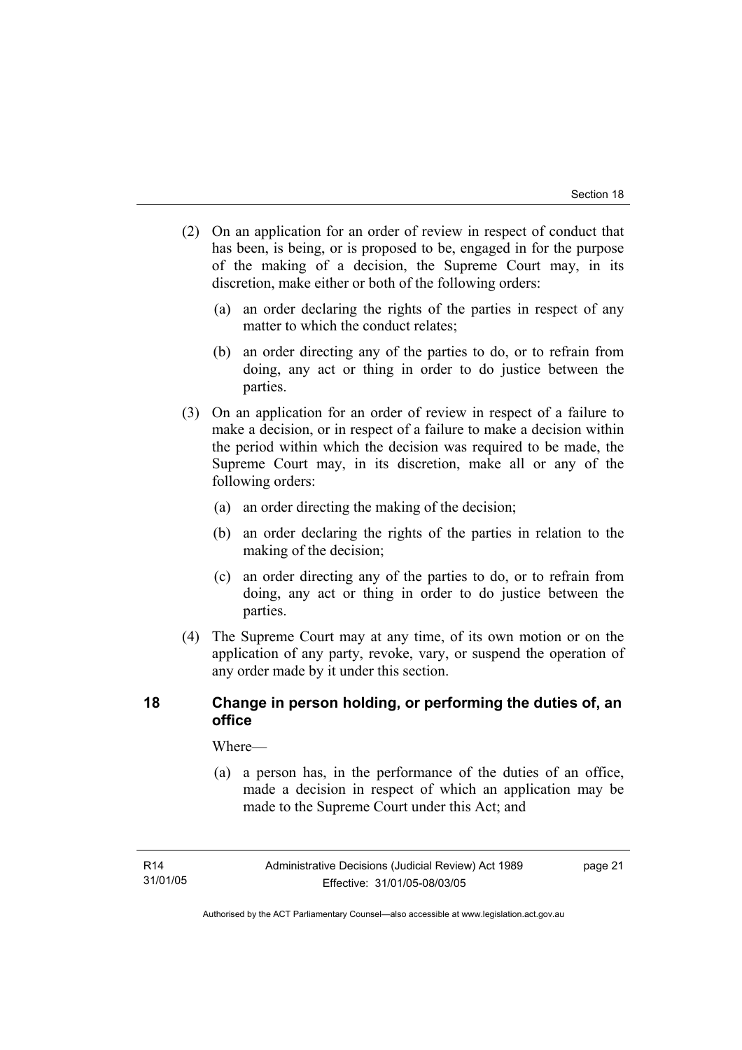(2) On an application for an order of review in respect of conduct that has been, is being, or is proposed to be, engaged in for the purpose of the making of a decision, the Supreme Court may, in its discretion, make either or both of the following orders:

   (a) an order declaring the rights of the parties in respect of any matter to which the conduct relates;

   (b) an order directing any of the parties to do, or to refrain from doing, any act or thing in order to do justice between the parties.

(3) On an application for an order of review in respect of a failure to make a decision, or in respect of a failure to make a decision within the period within which the decision was required to be made, the Supreme Court may, in its discretion, make all or any of the following orders:

   (a) an order directing the making of the decision;

   (b) an order declaring the rights of the parties in relation to the making of the decision;

   (c) an order directing any of the parties to do, or to refrain from doing, any act or thing in order to do justice between the parties.

(4) The Supreme Court may at any time, of its own motion or on the application of any party, revoke, vary, or suspend the operation of any order made by it under this section.

## 18 Change in person holding, or performing the duties of, an office

Where—

   (a) a person has, in the performance of the duties of an office, made a decision in respect of which an application may be made to the Supreme Court under this Act; and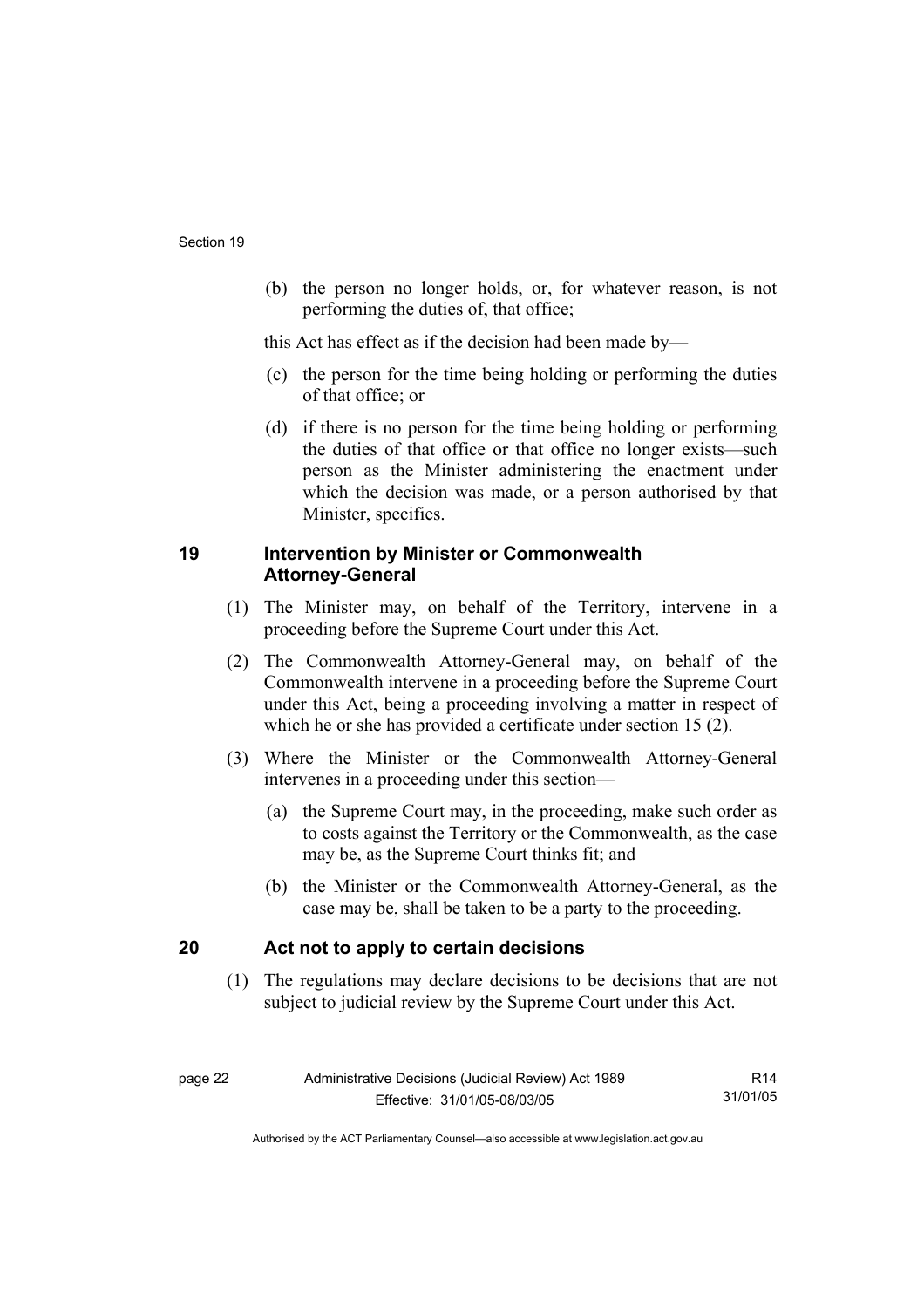(b) the person no longer holds, or, for whatever reason, is not performing the duties of, that office;

this Act has effect as if the decision had been made by—

(c) the person for the time being holding or performing the duties of that office; or

(d) if there is no person for the time being holding or performing the duties of that office or that office no longer exists—such person as the Minister administering the enactment under which the decision was made, or a person authorised by that Minister, specifies.

## 19 Intervention by Minister or Commonwealth Attorney-General

(1) The Minister may, on behalf of the Territory, intervene in a proceeding before the Supreme Court under this Act.

(2) The Commonwealth Attorney-General may, on behalf of the Commonwealth intervene in a proceeding before the Supreme Court under this Act, being a proceeding involving a matter in respect of which he or she has provided a certificate under section 15 (2).

(3) Where the Minister or the Commonwealth Attorney-General intervenes in a proceeding under this section—

(a) the Supreme Court may, in the proceeding, make such order as to costs against the Territory or the Commonwealth, as the case may be, as the Supreme Court thinks fit; and

(b) the Minister or the Commonwealth Attorney-General, as the case may be, shall be taken to be a party to the proceeding.

## 20 Act not to apply to certain decisions

(1) The regulations may declare decisions to be decisions that are not subject to judicial review by the Supreme Court under this Act.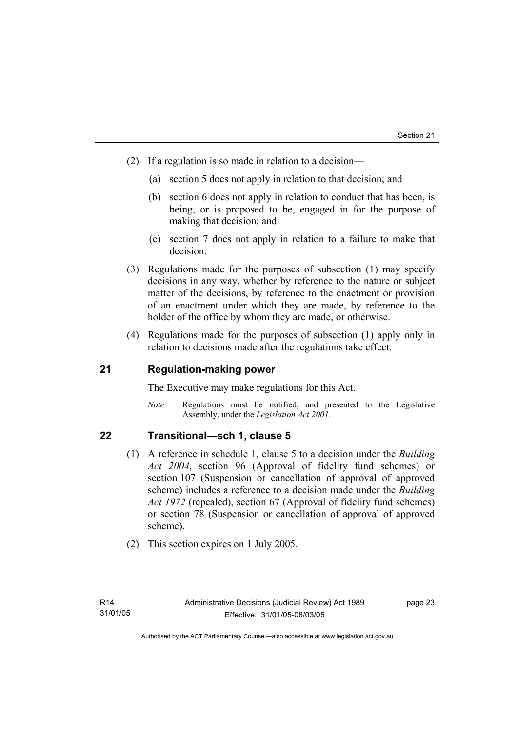(2) If a regulation is so made in relation to a decision—

(a) section 5 does not apply in relation to that decision; and

(b) section 6 does not apply in relation to conduct that has been, is being, or is proposed to be, engaged in for the purpose of making that decision; and

(c) section 7 does not apply in relation to a failure to make that decision.

(3) Regulations made for the purposes of subsection (1) may specify decisions in any way, whether by reference to the nature or subject matter of the decisions, by reference to the enactment or provision of an enactment under which they are made, by reference to the holder of the office by whom they are made, or otherwise.

(4) Regulations made for the purposes of subsection (1) apply only in relation to decisions made after the regulations take effect.

## 21 Regulation-making power

The Executive may make regulations for this Act.

*Note* Regulations must be notified, and presented to the Legislative Assembly, under the *Legislation Act 2001*.

## 22 Transitional—sch 1, clause 5

(1) A reference in schedule 1, clause 5 to a decision under the *Building Act 2004*, section 96 (Approval of fidelity fund schemes) or section 107 (Suspension or cancellation of approval of approved scheme) includes a reference to a decision made under the *Building Act 1972* (repealed), section 67 (Approval of fidelity fund schemes) or section 78 (Suspension or cancellation of approval of approved scheme).

(2) This section expires on 1 July 2005.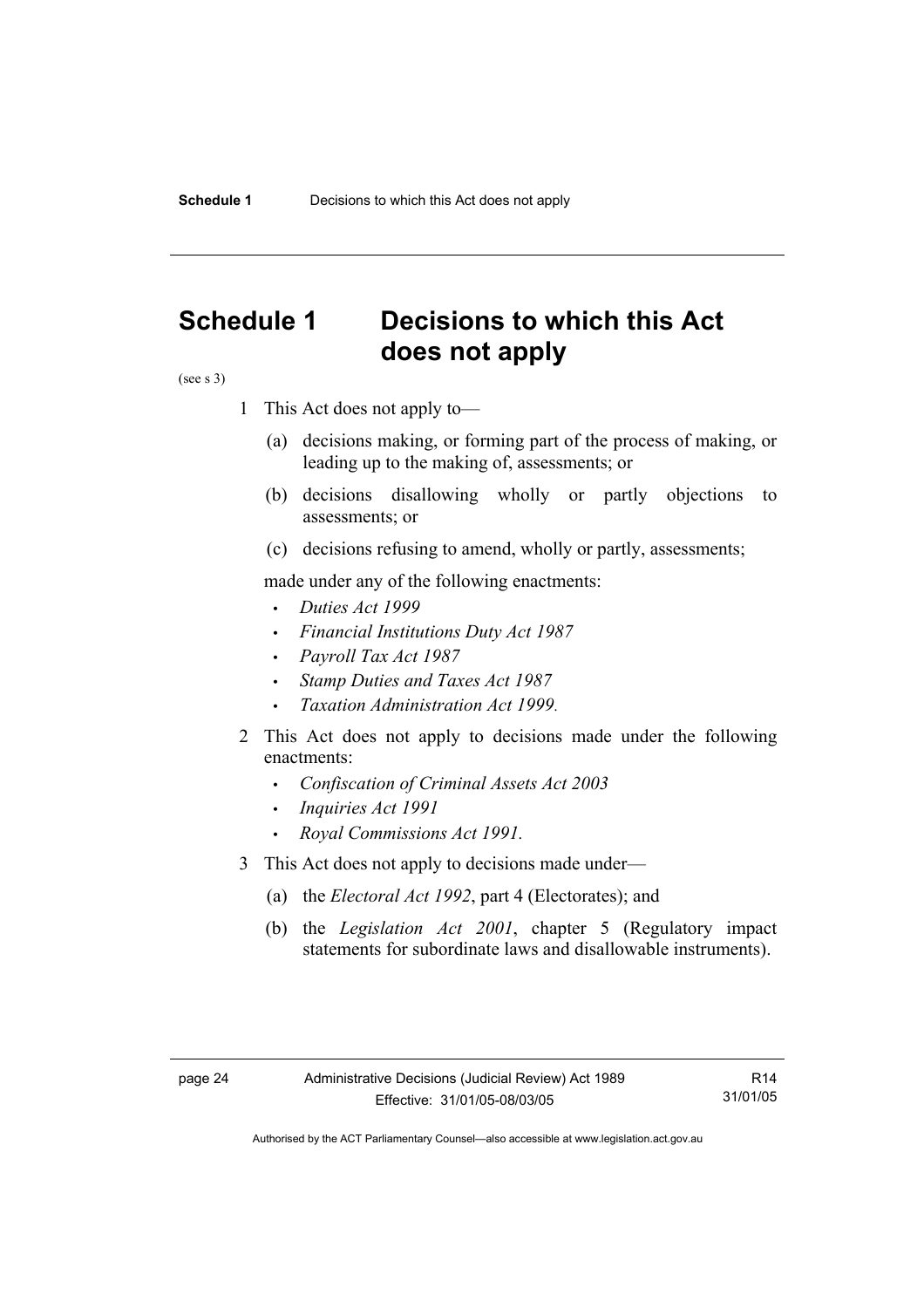# Schedule 1 Decisions to which this Act does not apply

(see s 3)

1 This Act does not apply to—

   (a) decisions making, or forming part of the process of making, or leading up to the making of, assessments; or

   (b) decisions disallowing wholly or partly objections to assessments; or

   (c) decisions refusing to amend, wholly or partly, assessments;

   made under any of the following enactments:

   - *Duties Act 1999*
   - *Financial Institutions Duty Act 1987*
   - *Payroll Tax Act 1987*
   - *Stamp Duties and Taxes Act 1987*
   - *Taxation Administration Act 1999.*

2 This Act does not apply to decisions made under the following enactments:

   - *Confiscation of Criminal Assets Act 2003*
   - *Inquiries Act 1991*
   - *Royal Commissions Act 1991.*

3 This Act does not apply to decisions made under—

   (a) the *Electoral Act 1992*, part 4 (Electorates); and

   (b) the *Legislation Act 2001*, chapter 5 (Regulatory impact statements for subordinate laws and disallowable instruments).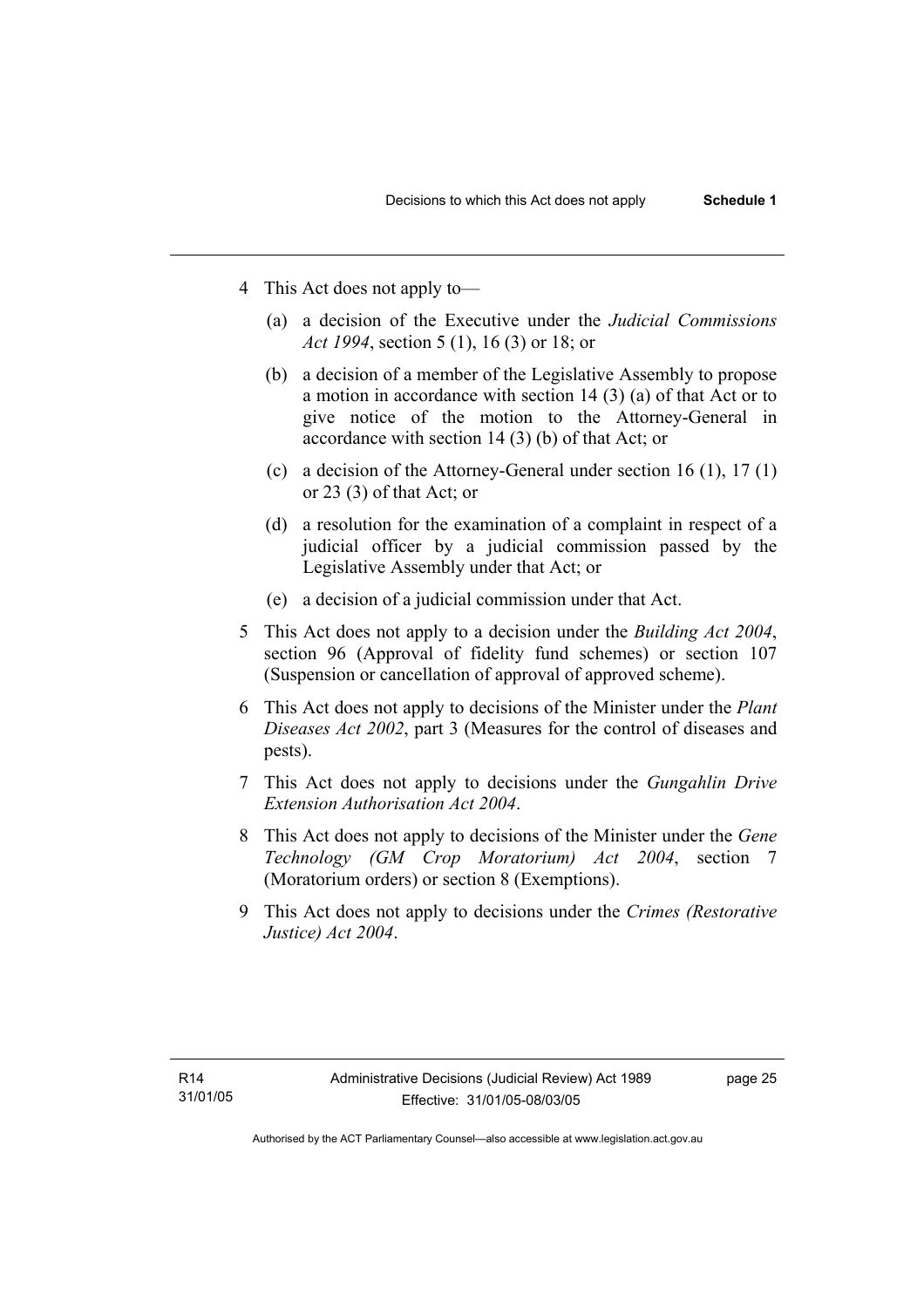4 This Act does not apply to—

  (a) a decision of the Executive under the *Judicial Commissions Act 1994*, section 5 (1), 16 (3) or 18; or

  (b) a decision of a member of the Legislative Assembly to propose a motion in accordance with section 14 (3) (a) of that Act or to give notice of the motion to the Attorney-General in accordance with section 14 (3) (b) of that Act; or

  (c) a decision of the Attorney-General under section 16 (1), 17 (1) or 23 (3) of that Act; or

  (d) a resolution for the examination of a complaint in respect of a judicial officer by a judicial commission passed by the Legislative Assembly under that Act; or

  (e) a decision of a judicial commission under that Act.

5 This Act does not apply to a decision under the *Building Act 2004*, section 96 (Approval of fidelity fund schemes) or section 107 (Suspension or cancellation of approval of approved scheme).

6 This Act does not apply to decisions of the Minister under the *Plant Diseases Act 2002*, part 3 (Measures for the control of diseases and pests).

7 This Act does not apply to decisions under the *Gungahlin Drive Extension Authorisation Act 2004*.

8 This Act does not apply to decisions of the Minister under the *Gene Technology (GM Crop Moratorium) Act 2004*, section 7 (Moratorium orders) or section 8 (Exemptions).

9 This Act does not apply to decisions under the *Crimes (Restorative Justice) Act 2004*.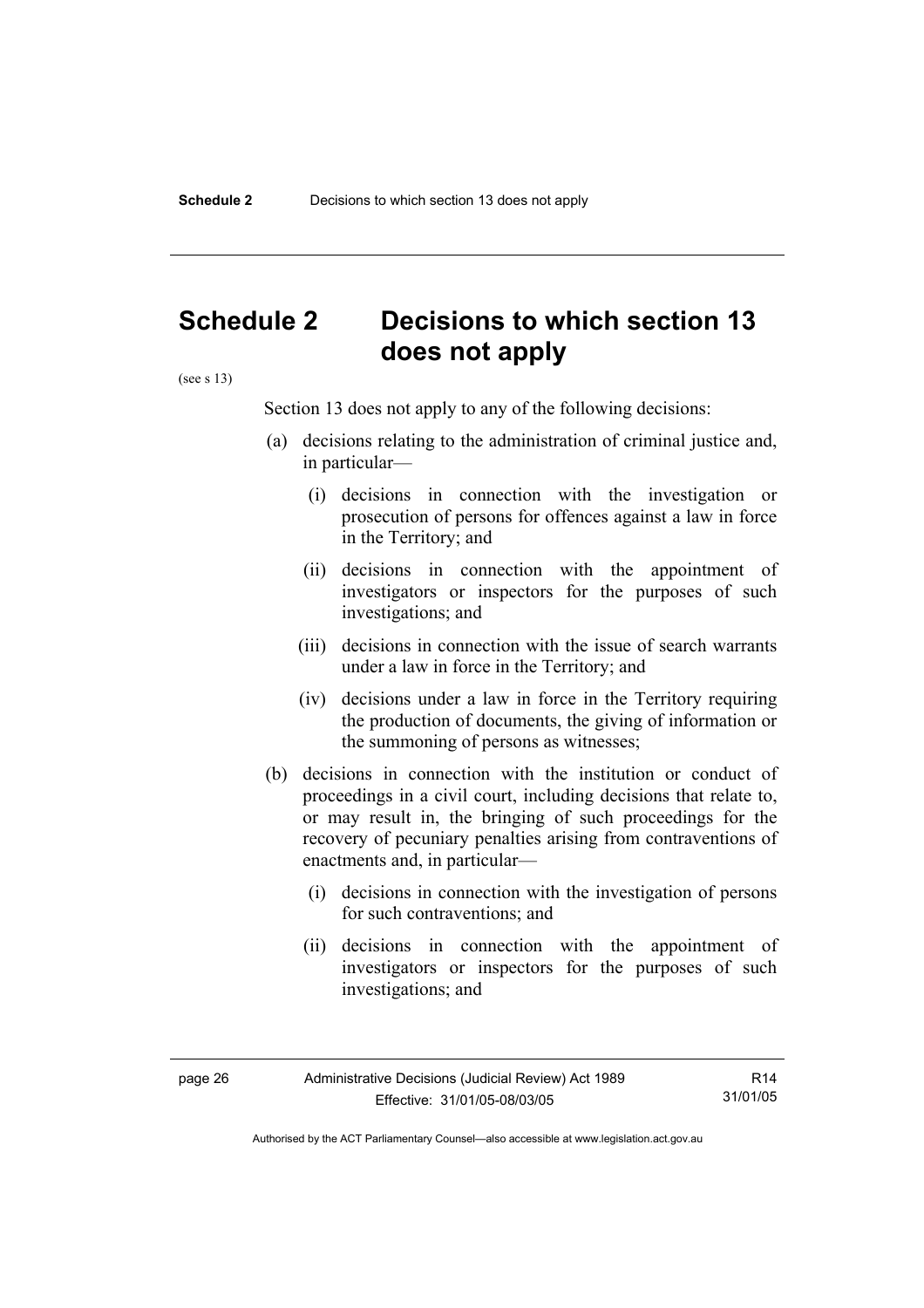# Schedule 2 Decisions to which section 13 does not apply

(see s 13)

Section 13 does not apply to any of the following decisions:

(a) decisions relating to the administration of criminal justice and, in particular—

(i) decisions in connection with the investigation or prosecution of persons for offences against a law in force in the Territory; and

(ii) decisions in connection with the appointment of investigators or inspectors for the purposes of such investigations; and

(iii) decisions in connection with the issue of search warrants under a law in force in the Territory; and

(iv) decisions under a law in force in the Territory requiring the production of documents, the giving of information or the summoning of persons as witnesses;

(b) decisions in connection with the institution or conduct of proceedings in a civil court, including decisions that relate to, or may result in, the bringing of such proceedings for the recovery of pecuniary penalties arising from contraventions of enactments and, in particular—

(i) decisions in connection with the investigation of persons for such contraventions; and

(ii) decisions in connection with the appointment of investigators or inspectors for the purposes of such investigations; and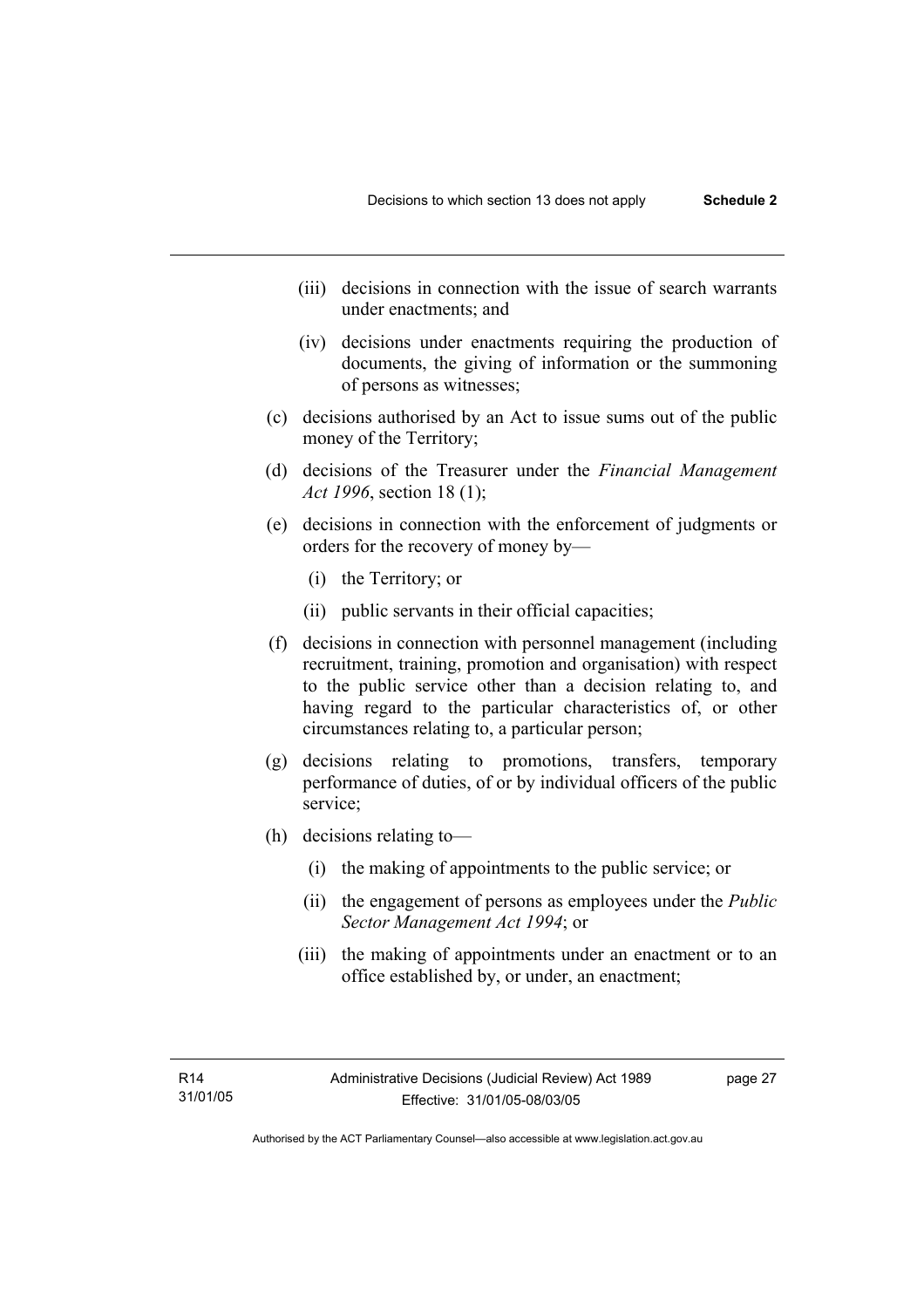- (iii) decisions in connection with the issue of search warrants under enactments; and
- (iv) decisions under enactments requiring the production of documents, the giving of information or the summoning of persons as witnesses;

(c) decisions authorised by an Act to issue sums out of the public money of the Territory;

(d) decisions of the Treasurer under the *Financial Management Act 1996*, section 18 (1);

(e) decisions in connection with the enforcement of judgments or orders for the recovery of money by—

- (i) the Territory; or
- (ii) public servants in their official capacities;

(f) decisions in connection with personnel management (including recruitment, training, promotion and organisation) with respect to the public service other than a decision relating to, and having regard to the particular characteristics of, or other circumstances relating to, a particular person;

(g) decisions relating to promotions, transfers, temporary performance of duties, of or by individual officers of the public service;

(h) decisions relating to—

- (i) the making of appointments to the public service; or
- (ii) the engagement of persons as employees under the *Public Sector Management Act 1994*; or
- (iii) the making of appointments under an enactment or to an office established by, or under, an enactment;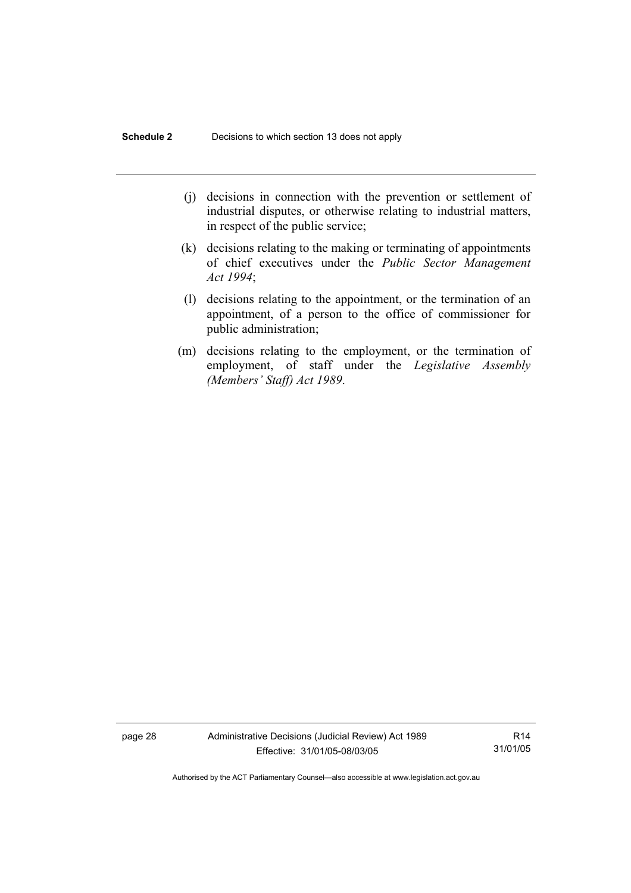(j) decisions in connection with the prevention or settlement of industrial disputes, or otherwise relating to industrial matters, in respect of the public service;

(k) decisions relating to the making or terminating of appointments of chief executives under the *Public Sector Management Act 1994*;

(l) decisions relating to the appointment, or the termination of an appointment, of a person to the office of commissioner for public administration;

(m) decisions relating to the employment, or the termination of employment, of staff under the *Legislative Assembly (Members' Staff) Act 1989*.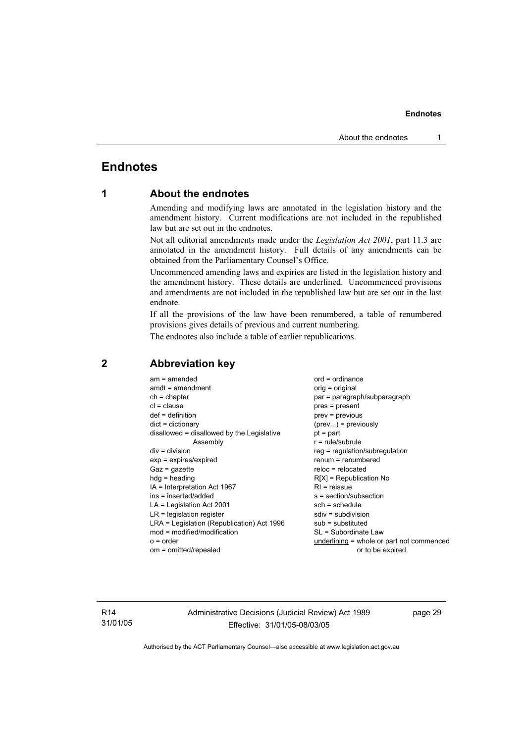# Endnotes

## 1 About the endnotes

Amending and modifying laws are annotated in the legislation history and the amendment history. Current modifications are not included in the republished law but are set out in the endnotes.

Not all editorial amendments made under the *Legislation Act 2001*, part 11.3 are annotated in the amendment history. Full details of any amendments can be obtained from the Parliamentary Counsel's Office.

Uncommenced amending laws and expiries are listed in the legislation history and the amendment history. These details are underlined. Uncommenced provisions and amendments are not included in the republished law but are set out in the last endnote.

If all the provisions of the law have been renumbered, a table of renumbered provisions gives details of previous and current numbering.

The endnotes also include a table of earlier republications.

## 2 Abbreviation key

am = amended
amdt = amendment
ch = chapter
cl = clause
def = definition
dict = dictionary
disallowed = disallowed by the Legislative Assembly
div = division
exp = expires/expired
Gaz = gazette
hdg = heading
IA = Interpretation Act 1967
ins = inserted/added
LA = Legislation Act 2001
LR = legislation register
LRA = Legislation (Republication) Act 1996
mod = modified/modification
o = order
om = omitted/repealed
ord = ordinance
orig = original
par = paragraph/subparagraph
pres = present
prev = previous
(prev...) = previously
pt = part
r = rule/subrule
reg = regulation/subregulation
renum = renumbered
reloc = relocated
R[X] = Republication No
RI = reissue
s = section/subsection
sch = schedule
sdiv = subdivision
sub = substituted
SL = Subordinate Law
underlining = whole or part not commenced or to be expired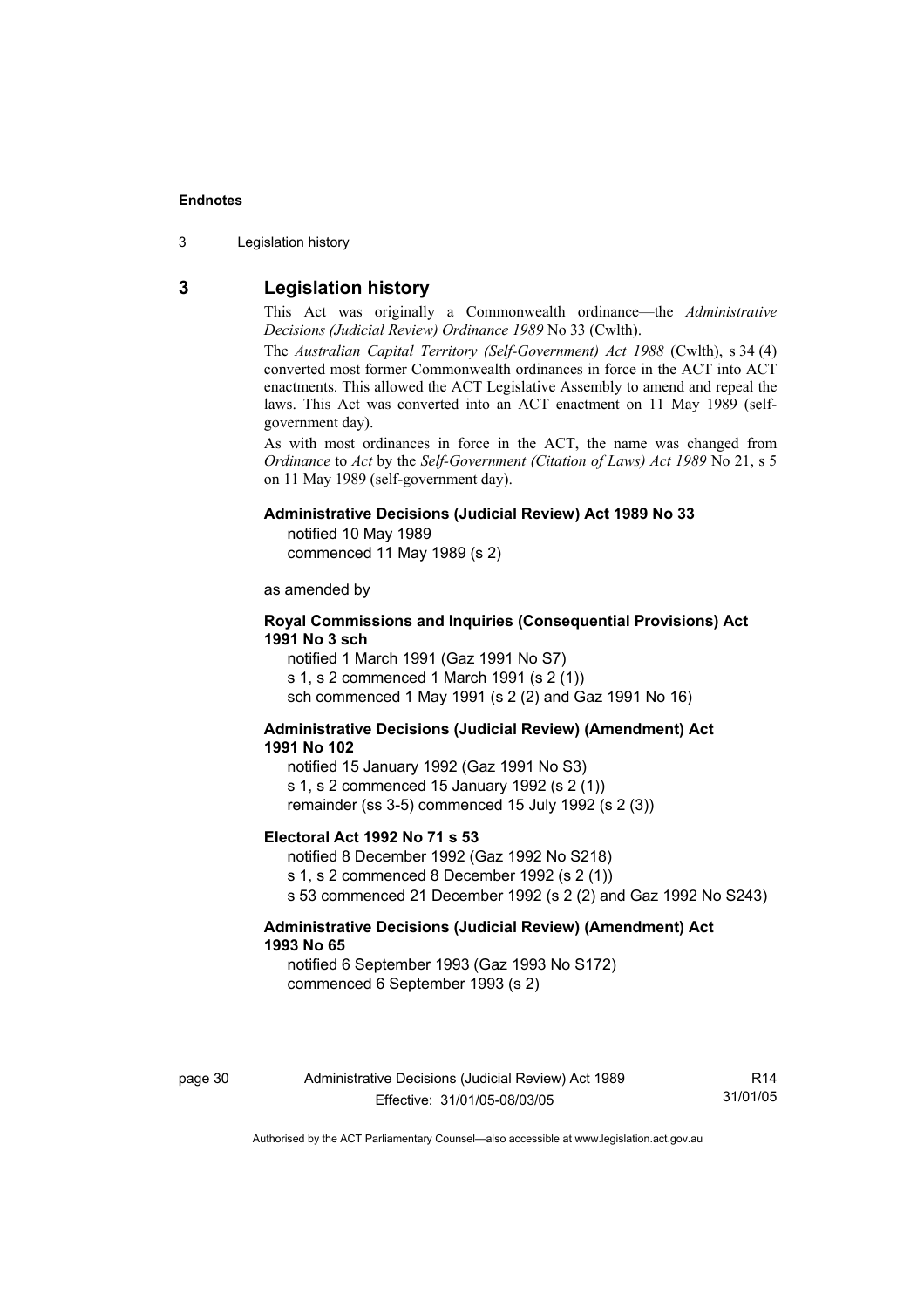## 3 Legislation history

This Act was originally a Commonwealth ordinance—the *Administrative Decisions (Judicial Review) Ordinance 1989* No 33 (Cwlth).

The *Australian Capital Territory (Self-Government) Act 1988* (Cwlth), s 34 (4) converted most former Commonwealth ordinances in force in the ACT into ACT enactments. This allowed the ACT Legislative Assembly to amend and repeal the laws. This Act was converted into an ACT enactment on 11 May 1989 (self-government day).

As with most ordinances in force in the ACT, the name was changed from *Ordinance* to *Act* by the *Self-Government (Citation of Laws) Act 1989* No 21, s 5 on 11 May 1989 (self-government day).

**Administrative Decisions (Judicial Review) Act 1989 No 33**
notified 10 May 1989
commenced 11 May 1989 (s 2)

as amended by

**Royal Commissions and Inquiries (Consequential Provisions) Act 1991 No 3 sch**
notified 1 March 1991 (Gaz 1991 No S7)
s 1, s 2 commenced 1 March 1991 (s 2 (1))
sch commenced 1 May 1991 (s 2 (2) and Gaz 1991 No 16)

**Administrative Decisions (Judicial Review) (Amendment) Act 1991 No 102**
notified 15 January 1992 (Gaz 1991 No S3)
s 1, s 2 commenced 15 January 1992 (s 2 (1))
remainder (ss 3-5) commenced 15 July 1992 (s 2 (3))

**Electoral Act 1992 No 71 s 53**
notified 8 December 1992 (Gaz 1992 No S218)
s 1, s 2 commenced 8 December 1992 (s 2 (1))
s 53 commenced 21 December 1992 (s 2 (2) and Gaz 1992 No S243)

**Administrative Decisions (Judicial Review) (Amendment) Act 1993 No 65**
notified 6 September 1993 (Gaz 1993 No S172)
commenced 6 September 1993 (s 2)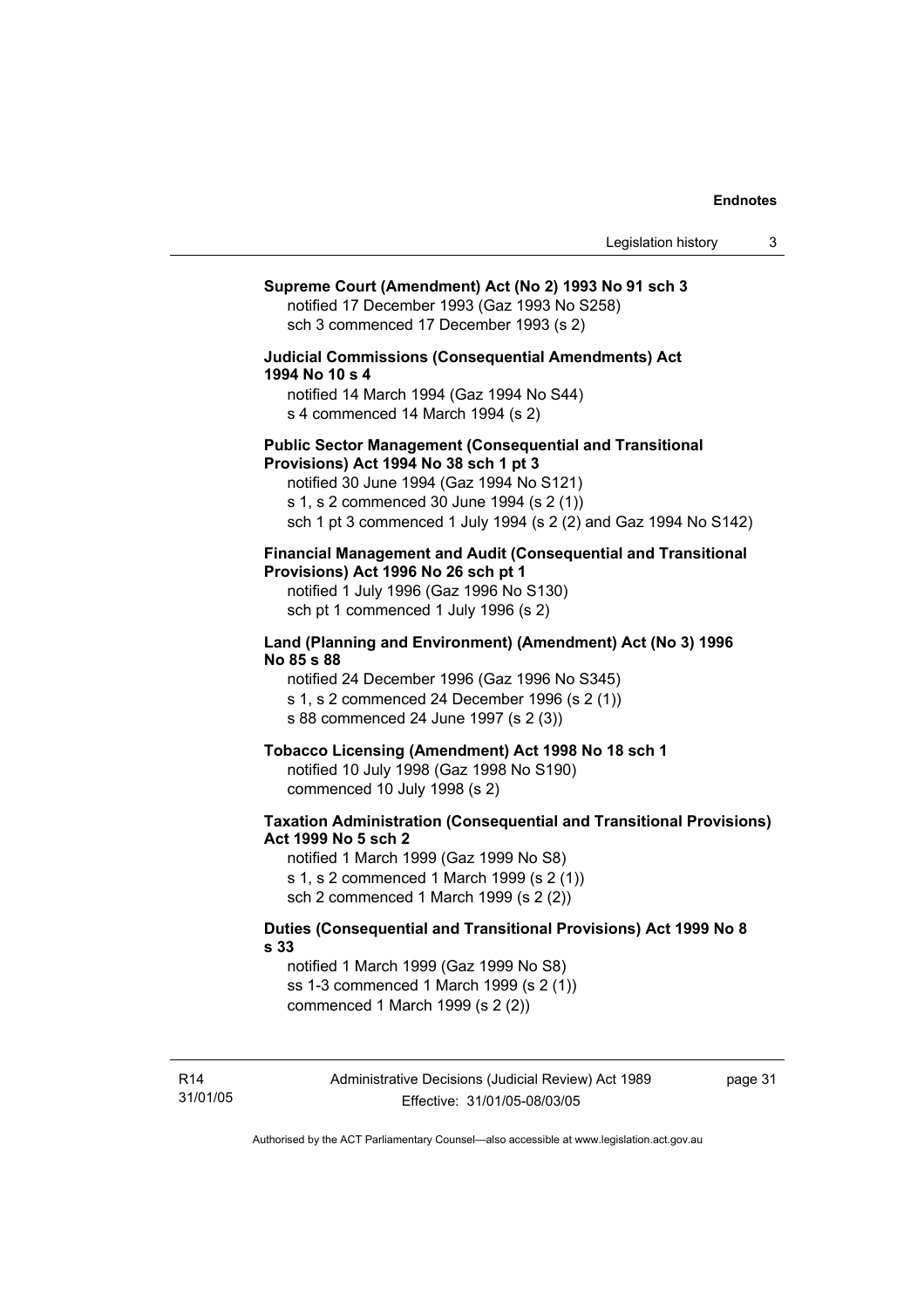**Supreme Court (Amendment) Act (No 2) 1993 No 91 sch 3**

notified 17 December 1993 (Gaz 1993 No S258)
sch 3 commenced 17 December 1993 (s 2)

**Judicial Commissions (Consequential Amendments) Act 1994 No 10 s 4**

notified 14 March 1994 (Gaz 1994 No S44)
s 4 commenced 14 March 1994 (s 2)

**Public Sector Management (Consequential and Transitional Provisions) Act 1994 No 38 sch 1 pt 3**

notified 30 June 1994 (Gaz 1994 No S121)
s 1, s 2 commenced 30 June 1994 (s 2 (1))
sch 1 pt 3 commenced 1 July 1994 (s 2 (2) and Gaz 1994 No S142)

**Financial Management and Audit (Consequential and Transitional Provisions) Act 1996 No 26 sch pt 1**

notified 1 July 1996 (Gaz 1996 No S130)
sch pt 1 commenced 1 July 1996 (s 2)

**Land (Planning and Environment) (Amendment) Act (No 3) 1996 No 85 s 88**

notified 24 December 1996 (Gaz 1996 No S345)
s 1, s 2 commenced 24 December 1996 (s 2 (1))
s 88 commenced 24 June 1997 (s 2 (3))

**Tobacco Licensing (Amendment) Act 1998 No 18 sch 1**

notified 10 July 1998 (Gaz 1998 No S190)
commenced 10 July 1998 (s 2)

**Taxation Administration (Consequential and Transitional Provisions) Act 1999 No 5 sch 2**

notified 1 March 1999 (Gaz 1999 No S8)
s 1, s 2 commenced 1 March 1999 (s 2 (1))
sch 2 commenced 1 March 1999 (s 2 (2))

**Duties (Consequential and Transitional Provisions) Act 1999 No 8 s 33**

notified 1 March 1999 (Gaz 1999 No S8)
ss 1-3 commenced 1 March 1999 (s 2 (1))
commenced 1 March 1999 (s 2 (2))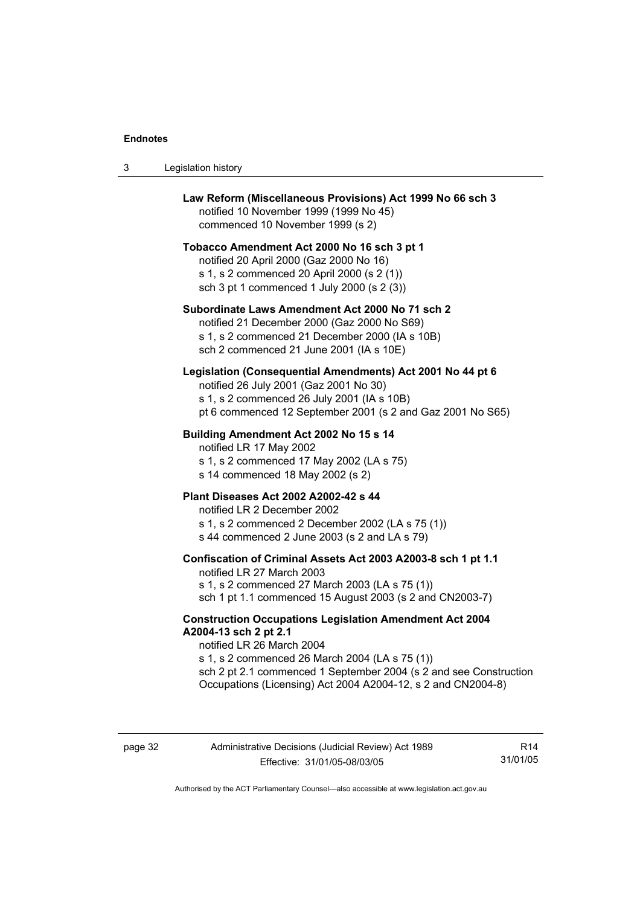**Law Reform (Miscellaneous Provisions) Act 1999 No 66 sch 3**
notified 10 November 1999 (1999 No 45)
commenced 10 November 1999 (s 2)

**Tobacco Amendment Act 2000 No 16 sch 3 pt 1**
notified 20 April 2000 (Gaz 2000 No 16)
s 1, s 2 commenced 20 April 2000 (s 2 (1))
sch 3 pt 1 commenced 1 July 2000 (s 2 (3))

**Subordinate Laws Amendment Act 2000 No 71 sch 2**
notified 21 December 2000 (Gaz 2000 No S69)
s 1, s 2 commenced 21 December 2000 (IA s 10B)
sch 2 commenced 21 June 2001 (IA s 10E)

**Legislation (Consequential Amendments) Act 2001 No 44 pt 6**
notified 26 July 2001 (Gaz 2001 No 30)
s 1, s 2 commenced 26 July 2001 (IA s 10B)
pt 6 commenced 12 September 2001 (s 2 and Gaz 2001 No S65)

**Building Amendment Act 2002 No 15 s 14**
notified LR 17 May 2002
s 1, s 2 commenced 17 May 2002 (LA s 75)
s 14 commenced 18 May 2002 (s 2)

**Plant Diseases Act 2002 A2002-42 s 44**
notified LR 2 December 2002
s 1, s 2 commenced 2 December 2002 (LA s 75 (1))
s 44 commenced 2 June 2003 (s 2 and LA s 79)

**Confiscation of Criminal Assets Act 2003 A2003-8 sch 1 pt 1.1**
notified LR 27 March 2003
s 1, s 2 commenced 27 March 2003 (LA s 75 (1))
sch 1 pt 1.1 commenced 15 August 2003 (s 2 and CN2003-7)

**Construction Occupations Legislation Amendment Act 2004 A2004-13 sch 2 pt 2.1**
notified LR 26 March 2004
s 1, s 2 commenced 26 March 2004 (LA s 75 (1))
sch 2 pt 2.1 commenced 1 September 2004 (s 2 and see Construction Occupations (Licensing) Act 2004 A2004-12, s 2 and CN2004-8)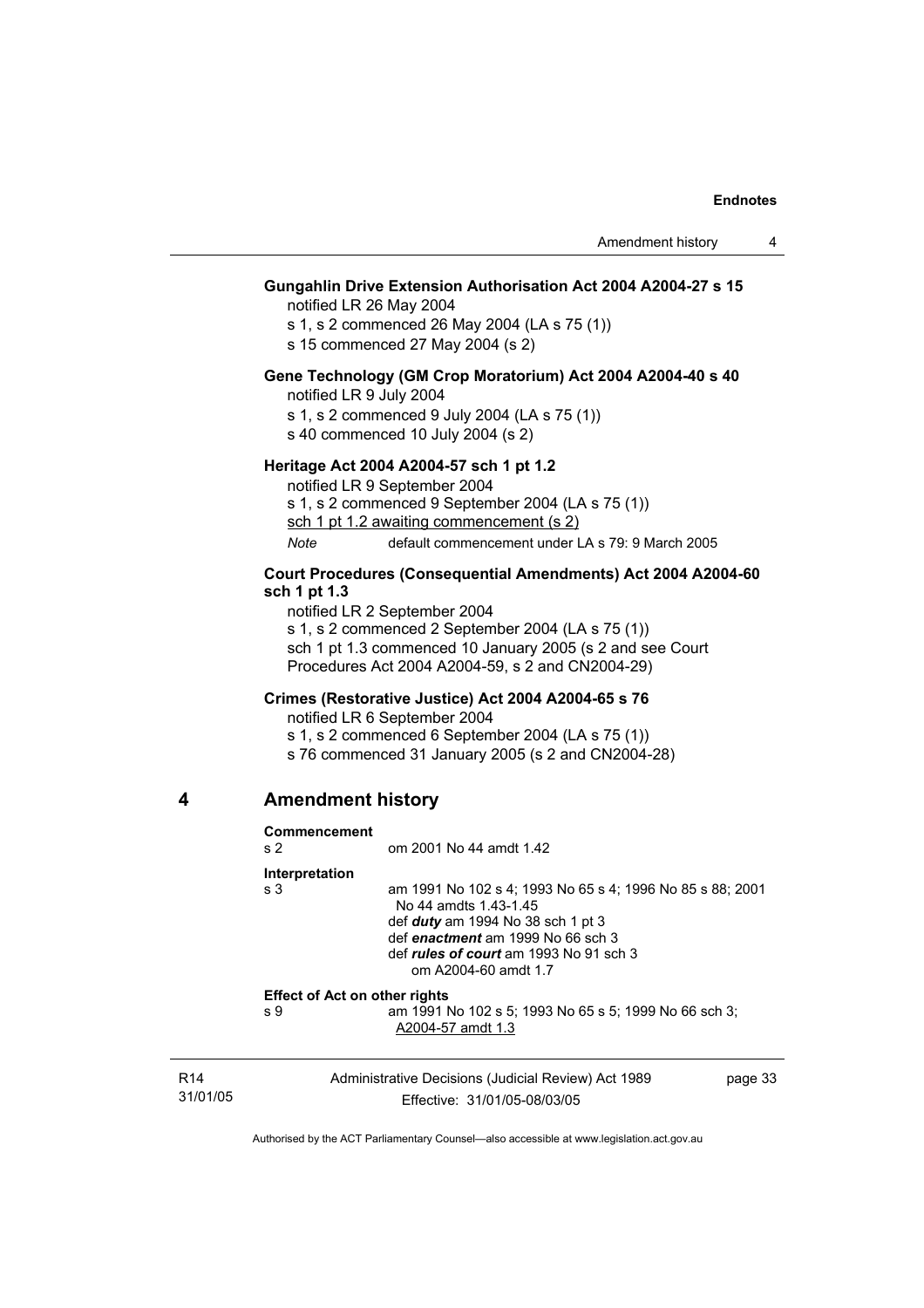**Gungahlin Drive Extension Authorisation Act 2004 A2004-27 s 15**

notified LR 26 May 2004

s 1, s 2 commenced 26 May 2004 (LA s 75 (1))

s 15 commenced 27 May 2004 (s 2)

**Gene Technology (GM Crop Moratorium) Act 2004 A2004-40 s 40**

notified LR 9 July 2004

s 1, s 2 commenced 9 July 2004 (LA s 75 (1))

s 40 commenced 10 July 2004 (s 2)

**Heritage Act 2004 A2004-57 sch 1 pt 1.2**

notified LR 9 September 2004

s 1, s 2 commenced 9 September 2004 (LA s 75 (1))

sch 1 pt 1.2 awaiting commencement (s 2)

*Note* default commencement under LA s 79: 9 March 2005

**Court Procedures (Consequential Amendments) Act 2004 A2004-60 sch 1 pt 1.3**

notified LR 2 September 2004

s 1, s 2 commenced 2 September 2004 (LA s 75 (1))

sch 1 pt 1.3 commenced 10 January 2005 (s 2 and see Court Procedures Act 2004 A2004-59, s 2 and CN2004-29)

**Crimes (Restorative Justice) Act 2004 A2004-65 s 76**

notified LR 6 September 2004

s 1, s 2 commenced 6 September 2004 (LA s 75 (1))

s 76 commenced 31 January 2005 (s 2 and CN2004-28)

## 4 Amendment history

**Commencement**

s 2 om 2001 No 44 amdt 1.42

**Interpretation**

s 3 am 1991 No 102 s 4; 1993 No 65 s 4; 1996 No 85 s 88; 2001 No 44 amdts 1.43-1.45

def ***duty*** am 1994 No 38 sch 1 pt 3

def ***enactment*** am 1999 No 66 sch 3

def ***rules of court*** am 1993 No 91 sch 3

om A2004-60 amdt 1.7

**Effect of Act on other rights**

s 9 am 1991 No 102 s 5; 1993 No 65 s 5; 1999 No 66 sch 3; A2004-57 amdt 1.3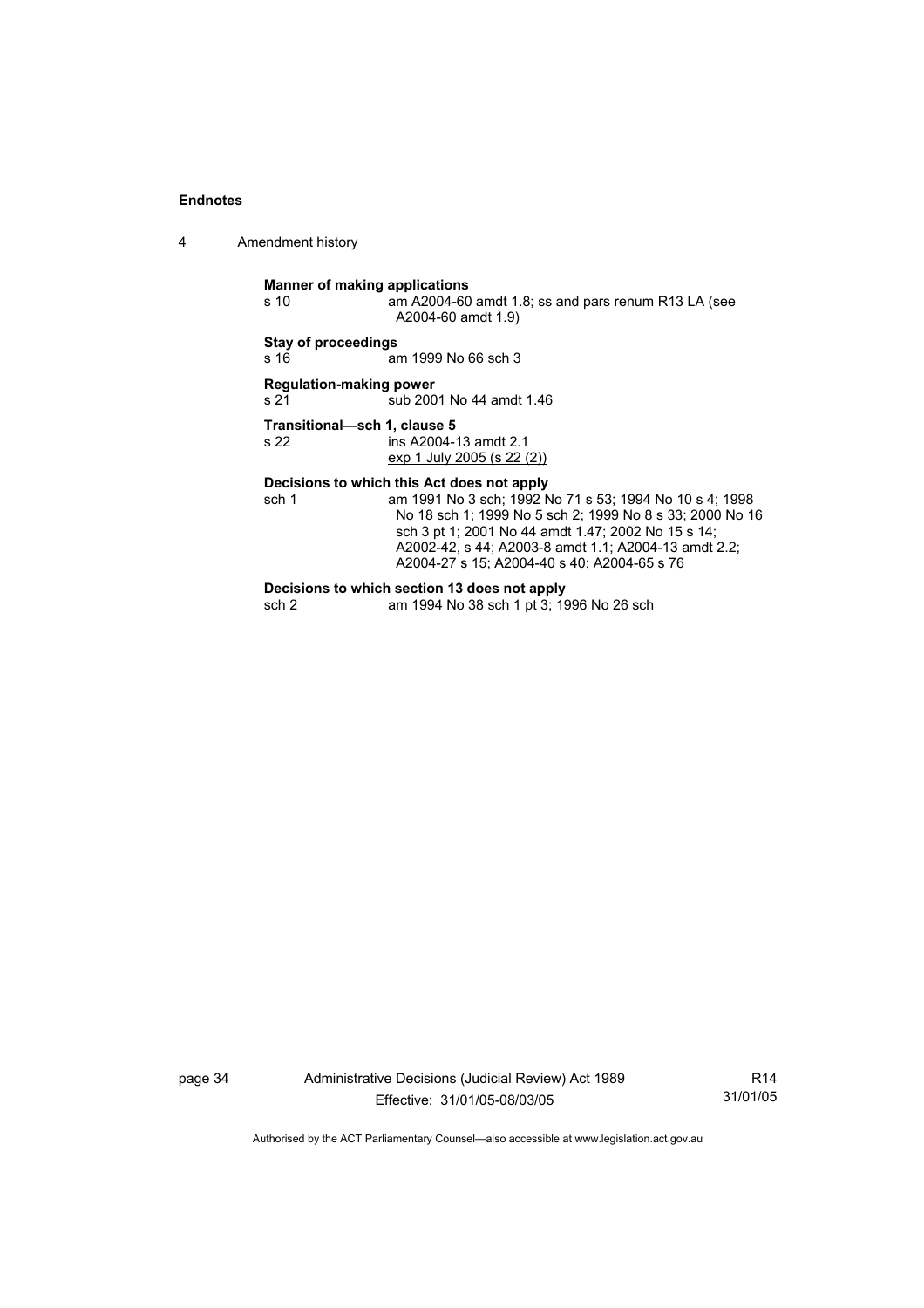**Manner of making applications**

s 10 am A2004-60 amdt 1.8; ss and pars renum R13 LA (see A2004-60 amdt 1.9)

**Stay of proceedings**

s 16 am 1999 No 66 sch 3

**Regulation-making power**

s 21 sub 2001 No 44 amdt 1.46

**Transitional—sch 1, clause 5**

s 22 ins A2004-13 amdt 2.1
exp 1 July 2005 (s 22 (2))

**Decisions to which this Act does not apply**

sch 1 am 1991 No 3 sch; 1992 No 71 s 53; 1994 No 10 s 4; 1998 No 18 sch 1; 1999 No 5 sch 2; 1999 No 8 s 33; 2000 No 16 sch 3 pt 1; 2001 No 44 amdt 1.47; 2002 No 15 s 14; A2002-42, s 44; A2003-8 amdt 1.1; A2004-13 amdt 2.2; A2004-27 s 15; A2004-40 s 40; A2004-65 s 76

**Decisions to which section 13 does not apply**

sch 2 am 1994 No 38 sch 1 pt 3; 1996 No 26 sch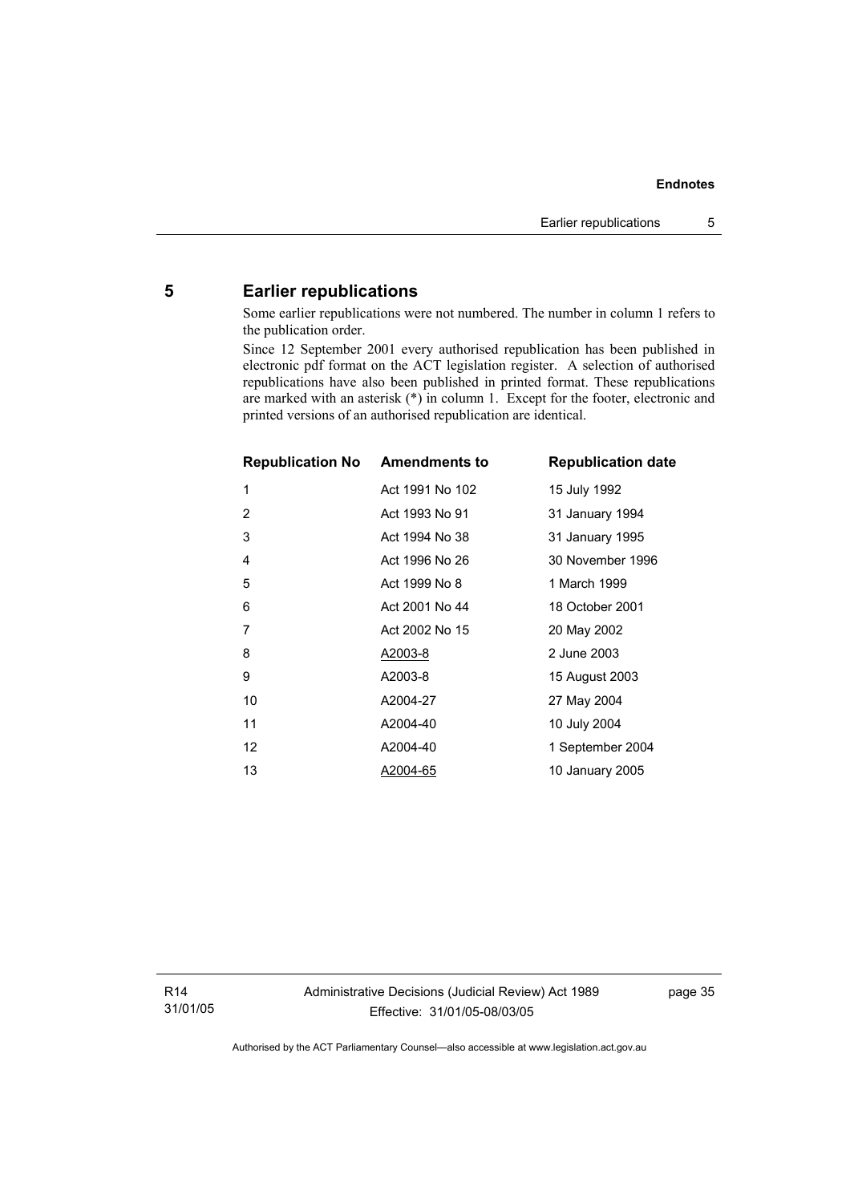## 5 Earlier republications

Some earlier republications were not numbered. The number in column 1 refers to the publication order.

Since 12 September 2001 every authorised republication has been published in electronic pdf format on the ACT legislation register. A selection of authorised republications have also been published in printed format. These republications are marked with an asterisk (*) in column 1. Except for the footer, electronic and printed versions of an authorised republication are identical.

| Republication No | Amendments to | Republication date |
|---|---|---|
| 1 | Act 1991 No 102 | 15 July 1992 |
| 2 | Act 1993 No 91 | 31 January 1994 |
| 3 | Act 1994 No 38 | 31 January 1995 |
| 4 | Act 1996 No 26 | 30 November 1996 |
| 5 | Act 1999 No 8 | 1 March 1999 |
| 6 | Act 2001 No 44 | 18 October 2001 |
| 7 | Act 2002 No 15 | 20 May 2002 |
| 8 | A2003-8 | 2 June 2003 |
| 9 | A2003-8 | 15 August 2003 |
| 10 | A2004-27 | 27 May 2004 |
| 11 | A2004-40 | 10 July 2004 |
| 12 | A2004-40 | 1 September 2004 |
| 13 | A2004-65 | 10 January 2005 |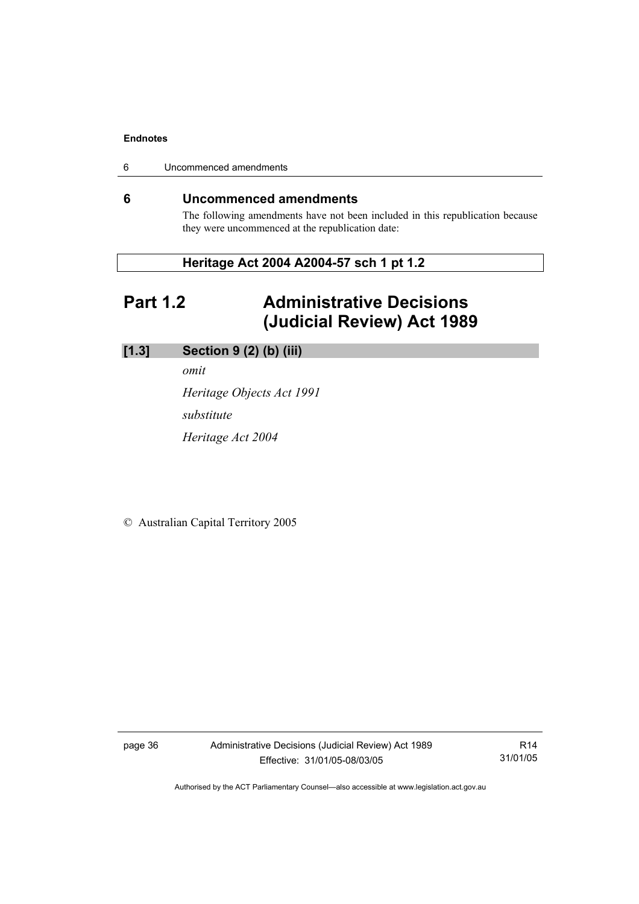## 6 Uncommenced amendments

The following amendments have not been included in this republication because they were uncommenced at the republication date:

**Heritage Act 2004 A2004-57 sch 1 pt 1.2**

# Part 1.2 Administrative Decisions (Judicial Review) Act 1989

### [1.3] Section 9 (2) (b) (iii)

*omit*

*Heritage Objects Act 1991*

*substitute*

*Heritage Act 2004*

© Australian Capital Territory 2005